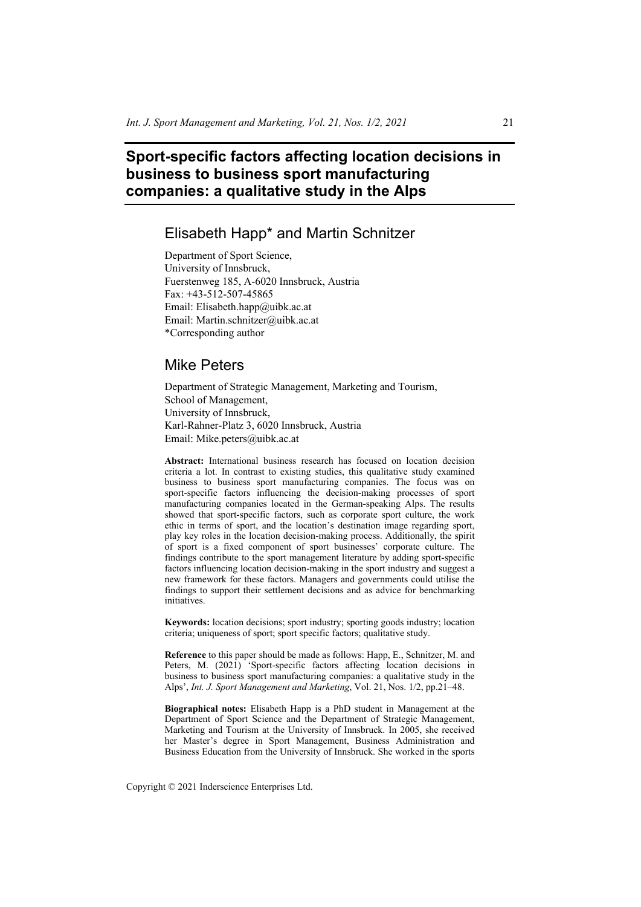# Sport-specific factors affecting location decisions in business to business sport manufacturing companies: a qualitative study in the Alps

## Elisabeth Happ* and Martin Schnitzer

Department of Sport Science,
University of Innsbruck,
Fuerstenweg 185, A-6020 Innsbruck, Austria
Fax: +43-512-507-45865
Email: Elisabeth.happ@uibk.ac.at
Email: Martin.schnitzer@uibk.ac.at
*Corresponding author

## Mike Peters

Department of Strategic Management, Marketing and Tourism,
School of Management,
University of Innsbruck,
Karl-Rahner-Platz 3, 6020 Innsbruck, Austria
Email: Mike.peters@uibk.ac.at

**Abstract:** International business research has focused on location decision criteria a lot. In contrast to existing studies, this qualitative study examined business to business sport manufacturing companies. The focus was on sport-specific factors influencing the decision-making processes of sport manufacturing companies located in the German-speaking Alps. The results showed that sport-specific factors, such as corporate sport culture, the work ethic in terms of sport, and the location's destination image regarding sport, play key roles in the location decision-making process. Additionally, the spirit of sport is a fixed component of sport businesses' corporate culture. The findings contribute to the sport management literature by adding sport-specific factors influencing location decision-making in the sport industry and suggest a new framework for these factors. Managers and governments could utilise the findings to support their settlement decisions and as advice for benchmarking initiatives.

**Keywords:** location decisions; sport industry; sporting goods industry; location criteria; uniqueness of sport; sport specific factors; qualitative study.

**Reference** to this paper should be made as follows: Happ, E., Schnitzer, M. and Peters, M. (2021) 'Sport-specific factors affecting location decisions in business to business sport manufacturing companies: a qualitative study in the Alps', *Int. J. Sport Management and Marketing*, Vol. 21, Nos. 1/2, pp.21–48.

**Biographical notes:** Elisabeth Happ is a PhD student in Management at the Department of Sport Science and the Department of Strategic Management, Marketing and Tourism at the University of Innsbruck. In 2005, she received her Master's degree in Sport Management, Business Administration and Business Education from the University of Innsbruck. She worked in the sports

Copyright © 2021 Inderscience Enterprises Ltd.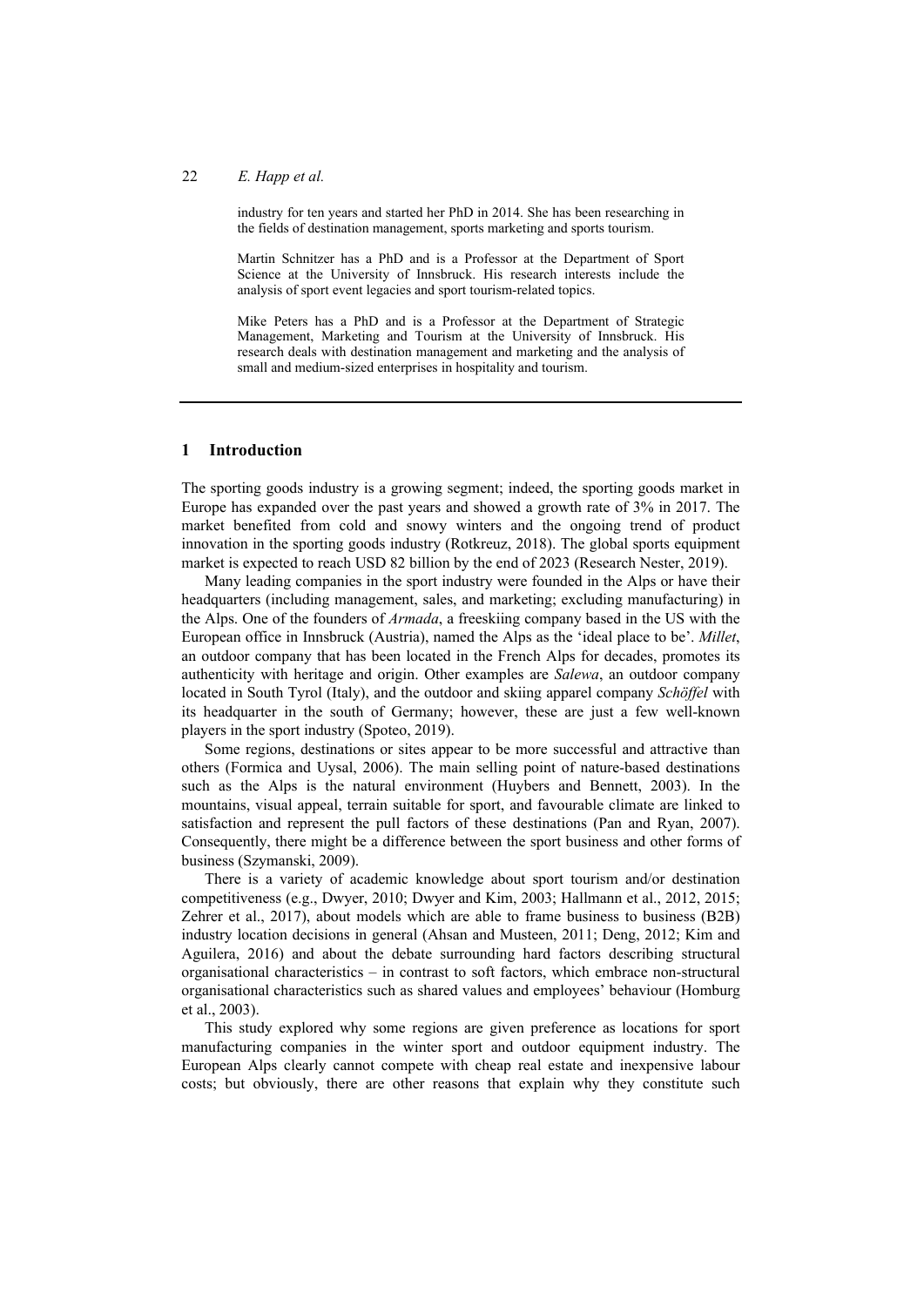industry for ten years and started her PhD in 2014. She has been researching in the fields of destination management, sports marketing and sports tourism.

Martin Schnitzer has a PhD and is a Professor at the Department of Sport Science at the University of Innsbruck. His research interests include the analysis of sport event legacies and sport tourism-related topics.

Mike Peters has a PhD and is a Professor at the Department of Strategic Management, Marketing and Tourism at the University of Innsbruck. His research deals with destination management and marketing and the analysis of small and medium-sized enterprises in hospitality and tourism.

## 1 Introduction

The sporting goods industry is a growing segment; indeed, the sporting goods market in Europe has expanded over the past years and showed a growth rate of 3% in 2017. The market benefited from cold and snowy winters and the ongoing trend of product innovation in the sporting goods industry (Rotkreuz, 2018). The global sports equipment market is expected to reach USD 82 billion by the end of 2023 (Research Nester, 2019).

Many leading companies in the sport industry were founded in the Alps or have their headquarters (including management, sales, and marketing; excluding manufacturing) in the Alps. One of the founders of *Armada*, a freeskiing company based in the US with the European office in Innsbruck (Austria), named the Alps as the 'ideal place to be'. *Millet*, an outdoor company that has been located in the French Alps for decades, promotes its authenticity with heritage and origin. Other examples are *Salewa*, an outdoor company located in South Tyrol (Italy), and the outdoor and skiing apparel company *Schöffel* with its headquarter in the south of Germany; however, these are just a few well-known players in the sport industry (Spoteo, 2019).

Some regions, destinations or sites appear to be more successful and attractive than others (Formica and Uysal, 2006). The main selling point of nature-based destinations such as the Alps is the natural environment (Huybers and Bennett, 2003). In the mountains, visual appeal, terrain suitable for sport, and favourable climate are linked to satisfaction and represent the pull factors of these destinations (Pan and Ryan, 2007). Consequently, there might be a difference between the sport business and other forms of business (Szymanski, 2009).

There is a variety of academic knowledge about sport tourism and/or destination competitiveness (e.g., Dwyer, 2010; Dwyer and Kim, 2003; Hallmann et al., 2012, 2015; Zehrer et al., 2017), about models which are able to frame business to business (B2B) industry location decisions in general (Ahsan and Musteen, 2011; Deng, 2012; Kim and Aguilera, 2016) and about the debate surrounding hard factors describing structural organisational characteristics – in contrast to soft factors, which embrace non-structural organisational characteristics such as shared values and employees' behaviour (Homburg et al., 2003).

This study explored why some regions are given preference as locations for sport manufacturing companies in the winter sport and outdoor equipment industry. The European Alps clearly cannot compete with cheap real estate and inexpensive labour costs; but obviously, there are other reasons that explain why they constitute such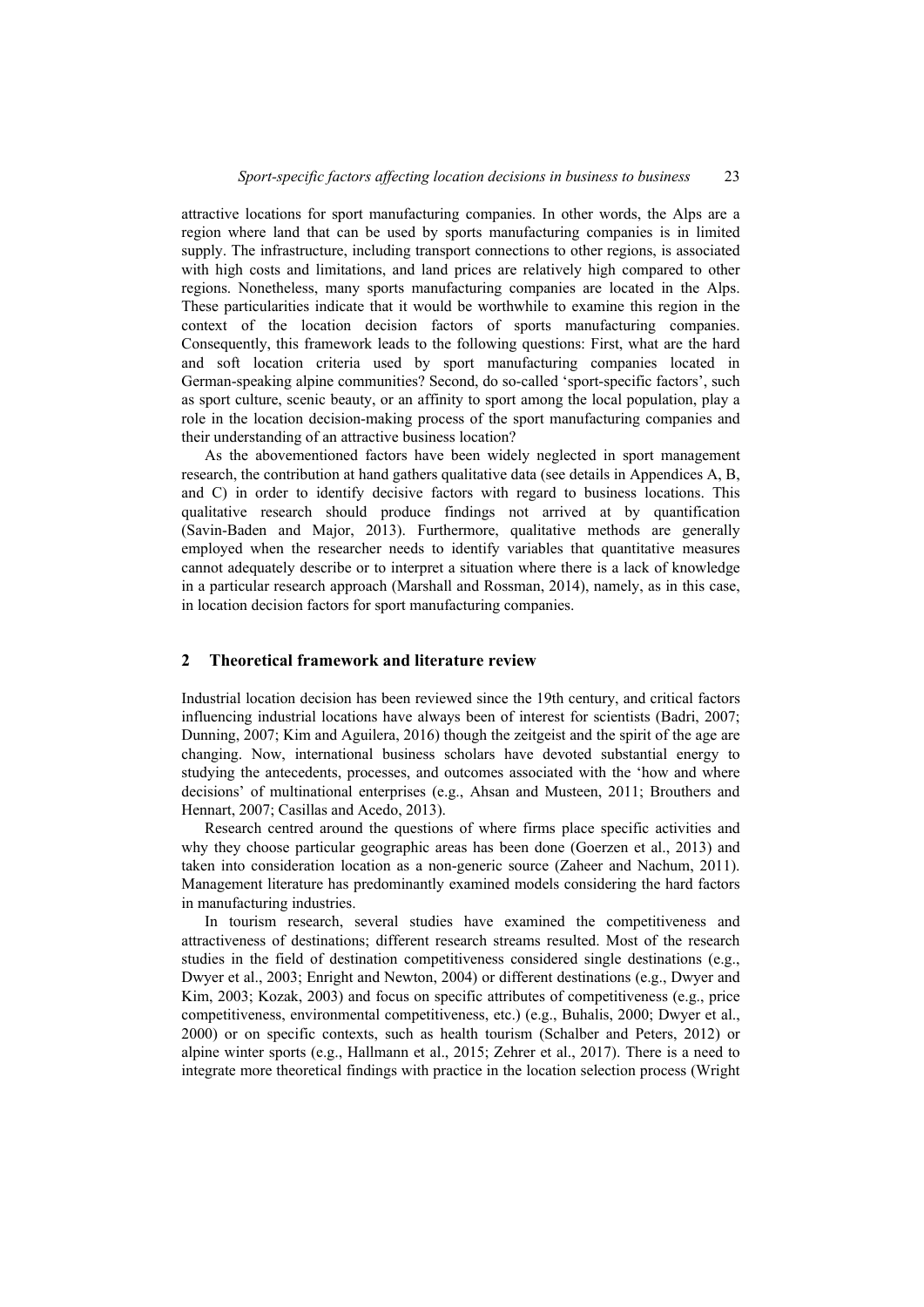attractive locations for sport manufacturing companies. In other words, the Alps are a region where land that can be used by sports manufacturing companies is in limited supply. The infrastructure, including transport connections to other regions, is associated with high costs and limitations, and land prices are relatively high compared to other regions. Nonetheless, many sports manufacturing companies are located in the Alps. These particularities indicate that it would be worthwhile to examine this region in the context of the location decision factors of sports manufacturing companies. Consequently, this framework leads to the following questions: First, what are the hard and soft location criteria used by sport manufacturing companies located in German-speaking alpine communities? Second, do so-called 'sport-specific factors', such as sport culture, scenic beauty, or an affinity to sport among the local population, play a role in the location decision-making process of the sport manufacturing companies and their understanding of an attractive business location?

As the abovementioned factors have been widely neglected in sport management research, the contribution at hand gathers qualitative data (see details in Appendices A, B, and C) in order to identify decisive factors with regard to business locations. This qualitative research should produce findings not arrived at by quantification (Savin-Baden and Major, 2013). Furthermore, qualitative methods are generally employed when the researcher needs to identify variables that quantitative measures cannot adequately describe or to interpret a situation where there is a lack of knowledge in a particular research approach (Marshall and Rossman, 2014), namely, as in this case, in location decision factors for sport manufacturing companies.

## 2 Theoretical framework and literature review

Industrial location decision has been reviewed since the 19th century, and critical factors influencing industrial locations have always been of interest for scientists (Badri, 2007; Dunning, 2007; Kim and Aguilera, 2016) though the zeitgeist and the spirit of the age are changing. Now, international business scholars have devoted substantial energy to studying the antecedents, processes, and outcomes associated with the 'how and where decisions' of multinational enterprises (e.g., Ahsan and Musteen, 2011; Brouthers and Hennart, 2007; Casillas and Acedo, 2013).

Research centred around the questions of where firms place specific activities and why they choose particular geographic areas has been done (Goerzen et al., 2013) and taken into consideration location as a non-generic source (Zaheer and Nachum, 2011). Management literature has predominantly examined models considering the hard factors in manufacturing industries.

In tourism research, several studies have examined the competitiveness and attractiveness of destinations; different research streams resulted. Most of the research studies in the field of destination competitiveness considered single destinations (e.g., Dwyer et al., 2003; Enright and Newton, 2004) or different destinations (e.g., Dwyer and Kim, 2003; Kozak, 2003) and focus on specific attributes of competitiveness (e.g., price competitiveness, environmental competitiveness, etc.) (e.g., Buhalis, 2000; Dwyer et al., 2000) or on specific contexts, such as health tourism (Schalber and Peters, 2012) or alpine winter sports (e.g., Hallmann et al., 2015; Zehrer et al., 2017). There is a need to integrate more theoretical findings with practice in the location selection process (Wright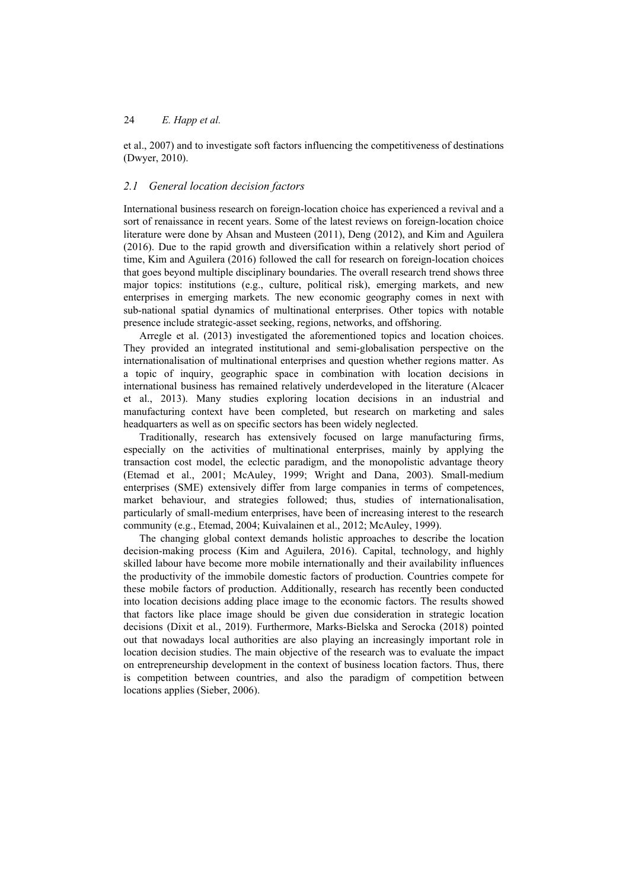et al., 2007) and to investigate soft factors influencing the competitiveness of destinations (Dwyer, 2010).

### *2.1 General location decision factors*

International business research on foreign-location choice has experienced a revival and a sort of renaissance in recent years. Some of the latest reviews on foreign-location choice literature were done by Ahsan and Musteen (2011), Deng (2012), and Kim and Aguilera (2016). Due to the rapid growth and diversification within a relatively short period of time, Kim and Aguilera (2016) followed the call for research on foreign-location choices that goes beyond multiple disciplinary boundaries. The overall research trend shows three major topics: institutions (e.g., culture, political risk), emerging markets, and new enterprises in emerging markets. The new economic geography comes in next with sub-national spatial dynamics of multinational enterprises. Other topics with notable presence include strategic-asset seeking, regions, networks, and offshoring.

Arregle et al. (2013) investigated the aforementioned topics and location choices. They provided an integrated institutional and semi-globalisation perspective on the internationalisation of multinational enterprises and question whether regions matter. As a topic of inquiry, geographic space in combination with location decisions in international business has remained relatively underdeveloped in the literature (Alcacer et al., 2013). Many studies exploring location decisions in an industrial and manufacturing context have been completed, but research on marketing and sales headquarters as well as on specific sectors has been widely neglected.

Traditionally, research has extensively focused on large manufacturing firms, especially on the activities of multinational enterprises, mainly by applying the transaction cost model, the eclectic paradigm, and the monopolistic advantage theory (Etemad et al., 2001; McAuley, 1999; Wright and Dana, 2003). Small-medium enterprises (SME) extensively differ from large companies in terms of competences, market behaviour, and strategies followed; thus, studies of internationalisation, particularly of small-medium enterprises, have been of increasing interest to the research community (e.g., Etemad, 2004; Kuivalainen et al., 2012; McAuley, 1999).

The changing global context demands holistic approaches to describe the location decision-making process (Kim and Aguilera, 2016). Capital, technology, and highly skilled labour have become more mobile internationally and their availability influences the productivity of the immobile domestic factors of production. Countries compete for these mobile factors of production. Additionally, research has recently been conducted into location decisions adding place image to the economic factors. The results showed that factors like place image should be given due consideration in strategic location decisions (Dixit et al., 2019). Furthermore, Marks-Bielska and Serocka (2018) pointed out that nowadays local authorities are also playing an increasingly important role in location decision studies. The main objective of the research was to evaluate the impact on entrepreneurship development in the context of business location factors. Thus, there is competition between countries, and also the paradigm of competition between locations applies (Sieber, 2006).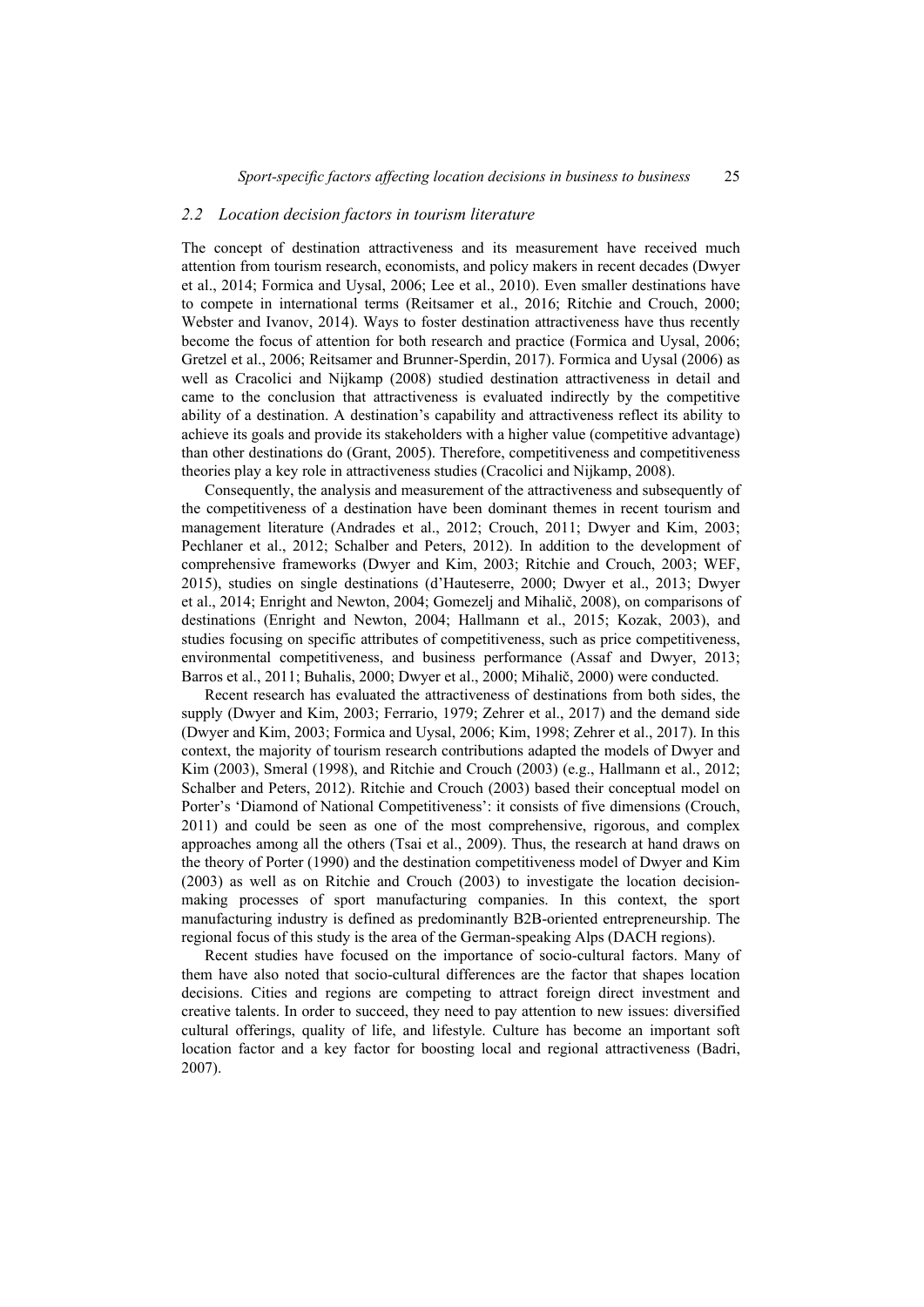## *2.2 Location decision factors in tourism literature*

The concept of destination attractiveness and its measurement have received much attention from tourism research, economists, and policy makers in recent decades (Dwyer et al., 2014; Formica and Uysal, 2006; Lee et al., 2010). Even smaller destinations have to compete in international terms (Reitsamer et al., 2016; Ritchie and Crouch, 2000; Webster and Ivanov, 2014). Ways to foster destination attractiveness have thus recently become the focus of attention for both research and practice (Formica and Uysal, 2006; Gretzel et al., 2006; Reitsamer and Brunner-Sperdin, 2017). Formica and Uysal (2006) as well as Cracolici and Nijkamp (2008) studied destination attractiveness in detail and came to the conclusion that attractiveness is evaluated indirectly by the competitive ability of a destination. A destination's capability and attractiveness reflect its ability to achieve its goals and provide its stakeholders with a higher value (competitive advantage) than other destinations do (Grant, 2005). Therefore, competitiveness and competitiveness theories play a key role in attractiveness studies (Cracolici and Nijkamp, 2008).

Consequently, the analysis and measurement of the attractiveness and subsequently of the competitiveness of a destination have been dominant themes in recent tourism and management literature (Andrades et al., 2012; Crouch, 2011; Dwyer and Kim, 2003; Pechlaner et al., 2012; Schalber and Peters, 2012). In addition to the development of comprehensive frameworks (Dwyer and Kim, 2003; Ritchie and Crouch, 2003; WEF, 2015), studies on single destinations (d'Hauteserre, 2000; Dwyer et al., 2013; Dwyer et al., 2014; Enright and Newton, 2004; Gomezelj and Mihalič, 2008), on comparisons of destinations (Enright and Newton, 2004; Hallmann et al., 2015; Kozak, 2003), and studies focusing on specific attributes of competitiveness, such as price competitiveness, environmental competitiveness, and business performance (Assaf and Dwyer, 2013; Barros et al., 2011; Buhalis, 2000; Dwyer et al., 2000; Mihalič, 2000) were conducted.

Recent research has evaluated the attractiveness of destinations from both sides, the supply (Dwyer and Kim, 2003; Ferrario, 1979; Zehrer et al., 2017) and the demand side (Dwyer and Kim, 2003; Formica and Uysal, 2006; Kim, 1998; Zehrer et al., 2017). In this context, the majority of tourism research contributions adapted the models of Dwyer and Kim (2003), Smeral (1998), and Ritchie and Crouch (2003) (e.g., Hallmann et al., 2012; Schalber and Peters, 2012). Ritchie and Crouch (2003) based their conceptual model on Porter's 'Diamond of National Competitiveness': it consists of five dimensions (Crouch, 2011) and could be seen as one of the most comprehensive, rigorous, and complex approaches among all the others (Tsai et al., 2009). Thus, the research at hand draws on the theory of Porter (1990) and the destination competitiveness model of Dwyer and Kim (2003) as well as on Ritchie and Crouch (2003) to investigate the location decision-making processes of sport manufacturing companies. In this context, the sport manufacturing industry is defined as predominantly B2B-oriented entrepreneurship. The regional focus of this study is the area of the German-speaking Alps (DACH regions).

Recent studies have focused on the importance of socio-cultural factors. Many of them have also noted that socio-cultural differences are the factor that shapes location decisions. Cities and regions are competing to attract foreign direct investment and creative talents. In order to succeed, they need to pay attention to new issues: diversified cultural offerings, quality of life, and lifestyle. Culture has become an important soft location factor and a key factor for boosting local and regional attractiveness (Badri, 2007).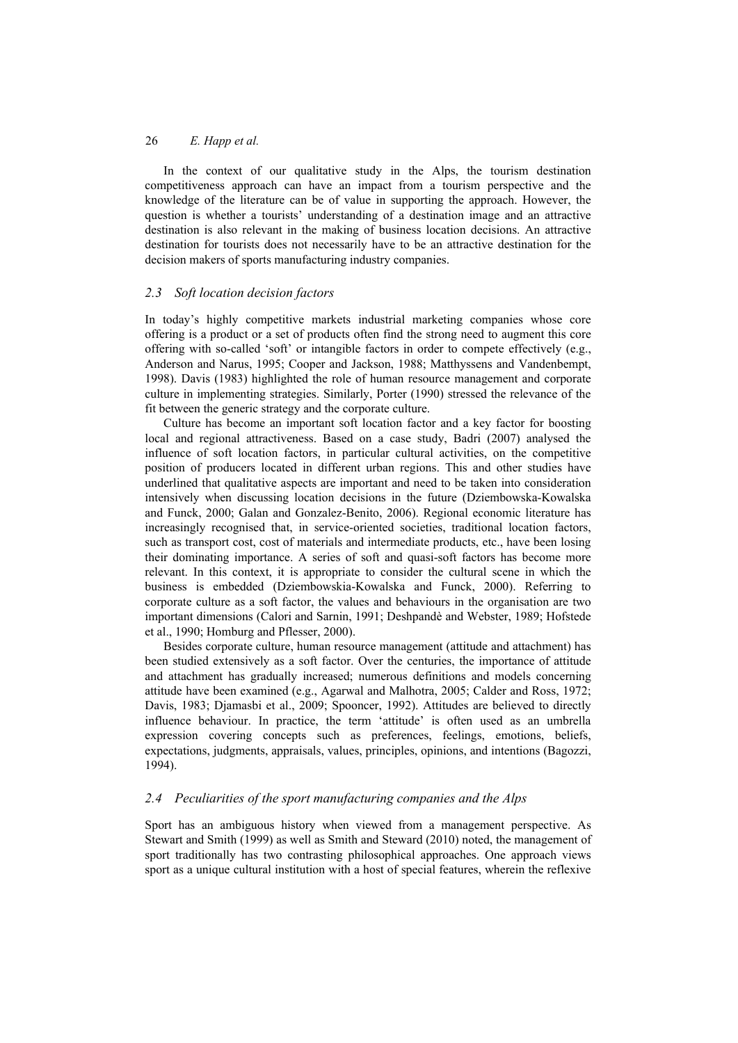In the context of our qualitative study in the Alps, the tourism destination competitiveness approach can have an impact from a tourism perspective and the knowledge of the literature can be of value in supporting the approach. However, the question is whether a tourists' understanding of a destination image and an attractive destination is also relevant in the making of business location decisions. An attractive destination for tourists does not necessarily have to be an attractive destination for the decision makers of sports manufacturing industry companies.

### *2.3 Soft location decision factors*

In today's highly competitive markets industrial marketing companies whose core offering is a product or a set of products often find the strong need to augment this core offering with so-called 'soft' or intangible factors in order to compete effectively (e.g., Anderson and Narus, 1995; Cooper and Jackson, 1988; Matthyssens and Vandenbempt, 1998). Davis (1983) highlighted the role of human resource management and corporate culture in implementing strategies. Similarly, Porter (1990) stressed the relevance of the fit between the generic strategy and the corporate culture.

Culture has become an important soft location factor and a key factor for boosting local and regional attractiveness. Based on a case study, Badri (2007) analysed the influence of soft location factors, in particular cultural activities, on the competitive position of producers located in different urban regions. This and other studies have underlined that qualitative aspects are important and need to be taken into consideration intensively when discussing location decisions in the future (Dziembowska-Kowalska and Funck, 2000; Galan and Gonzalez-Benito, 2006). Regional economic literature has increasingly recognised that, in service-oriented societies, traditional location factors, such as transport cost, cost of materials and intermediate products, etc., have been losing their dominating importance. A series of soft and quasi-soft factors has become more relevant. In this context, it is appropriate to consider the cultural scene in which the business is embedded (Dziembowskia-Kowalska and Funck, 2000). Referring to corporate culture as a soft factor, the values and behaviours in the organisation are two important dimensions (Calori and Sarnin, 1991; Deshpandè and Webster, 1989; Hofstede et al., 1990; Homburg and Pflesser, 2000).

Besides corporate culture, human resource management (attitude and attachment) has been studied extensively as a soft factor. Over the centuries, the importance of attitude and attachment has gradually increased; numerous definitions and models concerning attitude have been examined (e.g., Agarwal and Malhotra, 2005; Calder and Ross, 1972; Davis, 1983; Djamasbi et al., 2009; Spooncer, 1992). Attitudes are believed to directly influence behaviour. In practice, the term 'attitude' is often used as an umbrella expression covering concepts such as preferences, feelings, emotions, beliefs, expectations, judgments, appraisals, values, principles, opinions, and intentions (Bagozzi, 1994).

### *2.4 Peculiarities of the sport manufacturing companies and the Alps*

Sport has an ambiguous history when viewed from a management perspective. As Stewart and Smith (1999) as well as Smith and Steward (2010) noted, the management of sport traditionally has two contrasting philosophical approaches. One approach views sport as a unique cultural institution with a host of special features, wherein the reflexive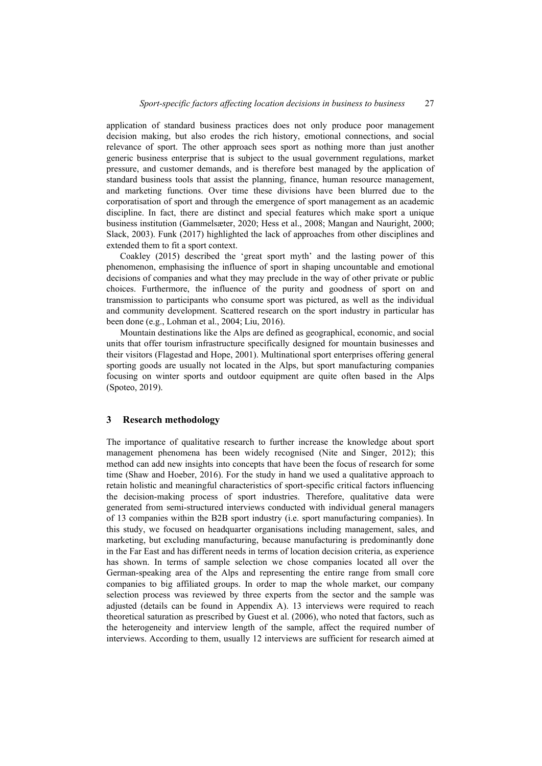application of standard business practices does not only produce poor management decision making, but also erodes the rich history, emotional connections, and social relevance of sport. The other approach sees sport as nothing more than just another generic business enterprise that is subject to the usual government regulations, market pressure, and customer demands, and is therefore best managed by the application of standard business tools that assist the planning, finance, human resource management, and marketing functions. Over time these divisions have been blurred due to the corporatisation of sport and through the emergence of sport management as an academic discipline. In fact, there are distinct and special features which make sport a unique business institution (Gammelsæter, 2020; Hess et al., 2008; Mangan and Nauright, 2000; Slack, 2003). Funk (2017) highlighted the lack of approaches from other disciplines and extended them to fit a sport context.

Coakley (2015) described the 'great sport myth' and the lasting power of this phenomenon, emphasising the influence of sport in shaping uncountable and emotional decisions of companies and what they may preclude in the way of other private or public choices. Furthermore, the influence of the purity and goodness of sport on and transmission to participants who consume sport was pictured, as well as the individual and community development. Scattered research on the sport industry in particular has been done (e.g., Lohman et al., 2004; Liu, 2016).

Mountain destinations like the Alps are defined as geographical, economic, and social units that offer tourism infrastructure specifically designed for mountain businesses and their visitors (Flagestad and Hope, 2001). Multinational sport enterprises offering general sporting goods are usually not located in the Alps, but sport manufacturing companies focusing on winter sports and outdoor equipment are quite often based in the Alps (Spoteo, 2019).

## 3 Research methodology

The importance of qualitative research to further increase the knowledge about sport management phenomena has been widely recognised (Nite and Singer, 2012); this method can add new insights into concepts that have been the focus of research for some time (Shaw and Hoeber, 2016). For the study in hand we used a qualitative approach to retain holistic and meaningful characteristics of sport-specific critical factors influencing the decision-making process of sport industries. Therefore, qualitative data were generated from semi-structured interviews conducted with individual general managers of 13 companies within the B2B sport industry (i.e. sport manufacturing companies). In this study, we focused on headquarter organisations including management, sales, and marketing, but excluding manufacturing, because manufacturing is predominantly done in the Far East and has different needs in terms of location decision criteria, as experience has shown. In terms of sample selection we chose companies located all over the German-speaking area of the Alps and representing the entire range from small core companies to big affiliated groups. In order to map the whole market, our company selection process was reviewed by three experts from the sector and the sample was adjusted (details can be found in Appendix A). 13 interviews were required to reach theoretical saturation as prescribed by Guest et al. (2006), who noted that factors, such as the heterogeneity and interview length of the sample, affect the required number of interviews. According to them, usually 12 interviews are sufficient for research aimed at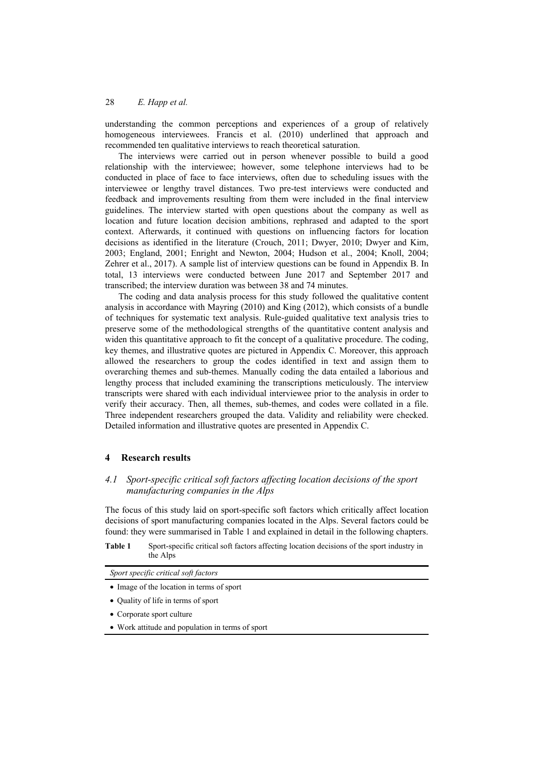understanding the common perceptions and experiences of a group of relatively homogeneous interviewees. Francis et al. (2010) underlined that approach and recommended ten qualitative interviews to reach theoretical saturation.

The interviews were carried out in person whenever possible to build a good relationship with the interviewee; however, some telephone interviews had to be conducted in place of face to face interviews, often due to scheduling issues with the interviewee or lengthy travel distances. Two pre-test interviews were conducted and feedback and improvements resulting from them were included in the final interview guidelines. The interview started with open questions about the company as well as location and future location decision ambitions, rephrased and adapted to the sport context. Afterwards, it continued with questions on influencing factors for location decisions as identified in the literature (Crouch, 2011; Dwyer, 2010; Dwyer and Kim, 2003; England, 2001; Enright and Newton, 2004; Hudson et al., 2004; Knoll, 2004; Zehrer et al., 2017). A sample list of interview questions can be found in Appendix B. In total, 13 interviews were conducted between June 2017 and September 2017 and transcribed; the interview duration was between 38 and 74 minutes.

The coding and data analysis process for this study followed the qualitative content analysis in accordance with Mayring (2010) and King (2012), which consists of a bundle of techniques for systematic text analysis. Rule-guided qualitative text analysis tries to preserve some of the methodological strengths of the quantitative content analysis and widen this quantitative approach to fit the concept of a qualitative procedure. The coding, key themes, and illustrative quotes are pictured in Appendix C. Moreover, this approach allowed the researchers to group the codes identified in text and assign them to overarching themes and sub-themes. Manually coding the data entailed a laborious and lengthy process that included examining the transcriptions meticulously. The interview transcripts were shared with each individual interviewee prior to the analysis in order to verify their accuracy. Then, all themes, sub-themes, and codes were collated in a file. Three independent researchers grouped the data. Validity and reliability were checked. Detailed information and illustrative quotes are presented in Appendix C.

## 4 Research results

### *4.1 Sport-specific critical soft factors affecting location decisions of the sport manufacturing companies in the Alps*

The focus of this study laid on sport-specific soft factors which critically affect location decisions of sport manufacturing companies located in the Alps. Several factors could be found: they were summarised in Table 1 and explained in detail in the following chapters.

**Table 1** Sport-specific critical soft factors affecting location decisions of the sport industry in the Alps

| *Sport specific critical soft factors* |
|---|
| • Image of the location in terms of sport |
| • Quality of life in terms of sport |
| • Corporate sport culture |
| • Work attitude and population in terms of sport |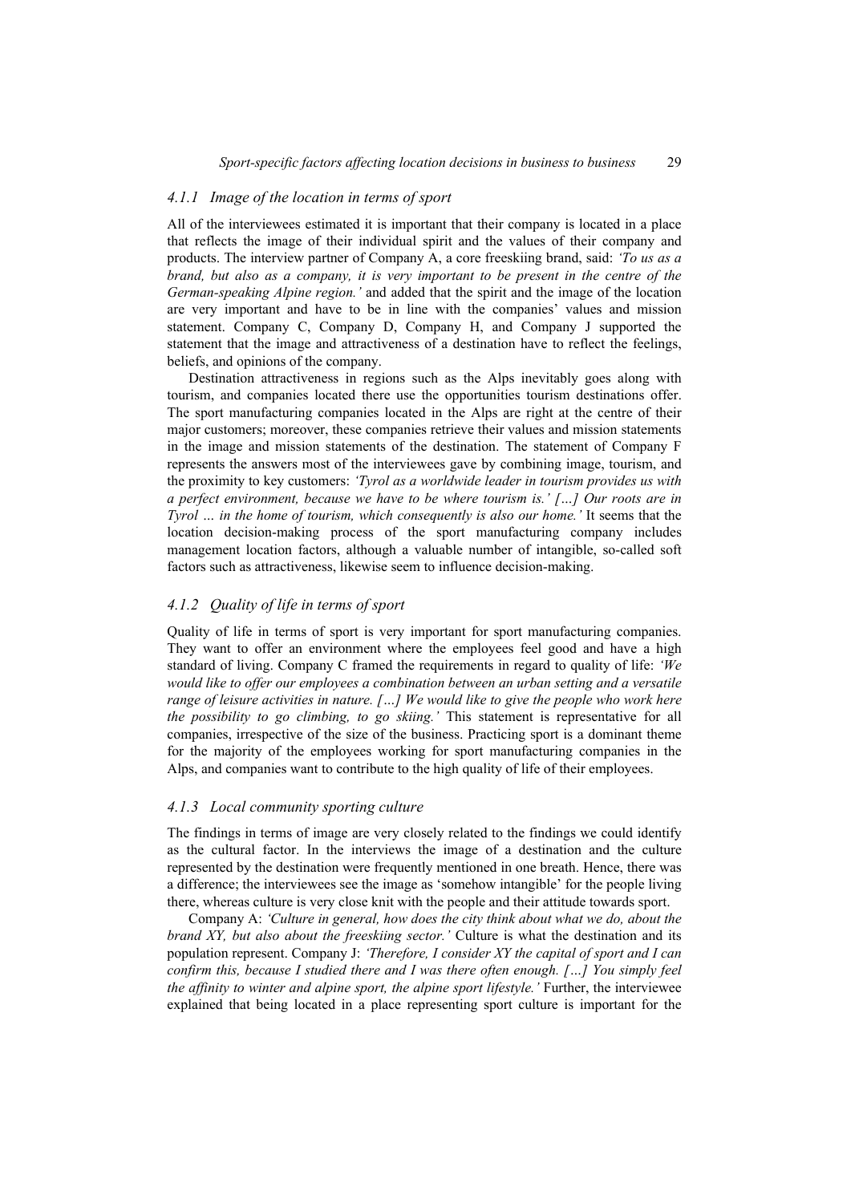#### 4.1.1 Image of the location in terms of sport

All of the interviewees estimated it is important that their company is located in a place that reflects the image of their individual spirit and the values of their company and products. The interview partner of Company A, a core freeskiing brand, said: *'To us as a brand, but also as a company, it is very important to be present in the centre of the German-speaking Alpine region.'* and added that the spirit and the image of the location are very important and have to be in line with the companies' values and mission statement. Company C, Company D, Company H, and Company J supported the statement that the image and attractiveness of a destination have to reflect the feelings, beliefs, and opinions of the company.

Destination attractiveness in regions such as the Alps inevitably goes along with tourism, and companies located there use the opportunities tourism destinations offer. The sport manufacturing companies located in the Alps are right at the centre of their major customers; moreover, these companies retrieve their values and mission statements in the image and mission statements of the destination. The statement of Company F represents the answers most of the interviewees gave by combining image, tourism, and the proximity to key customers: *'Tyrol as a worldwide leader in tourism provides us with a perfect environment, because we have to be where tourism is.' […] Our roots are in Tyrol … in the home of tourism, which consequently is also our home.'* It seems that the location decision-making process of the sport manufacturing company includes management location factors, although a valuable number of intangible, so-called soft factors such as attractiveness, likewise seem to influence decision-making.

#### 4.1.2 Quality of life in terms of sport

Quality of life in terms of sport is very important for sport manufacturing companies. They want to offer an environment where the employees feel good and have a high standard of living. Company C framed the requirements in regard to quality of life: *'We would like to offer our employees a combination between an urban setting and a versatile range of leisure activities in nature. […] We would like to give the people who work here the possibility to go climbing, to go skiing.'* This statement is representative for all companies, irrespective of the size of the business. Practicing sport is a dominant theme for the majority of the employees working for sport manufacturing companies in the Alps, and companies want to contribute to the high quality of life of their employees.

#### 4.1.3 Local community sporting culture

The findings in terms of image are very closely related to the findings we could identify as the cultural factor. In the interviews the image of a destination and the culture represented by the destination were frequently mentioned in one breath. Hence, there was a difference; the interviewees see the image as 'somehow intangible' for the people living there, whereas culture is very close knit with the people and their attitude towards sport.

Company A: *'Culture in general, how does the city think about what we do, about the brand XY, but also about the freeskiing sector.'* Culture is what the destination and its population represent. Company J: *'Therefore, I consider XY the capital of sport and I can confirm this, because I studied there and I was there often enough. […] You simply feel the affinity to winter and alpine sport, the alpine sport lifestyle.'* Further, the interviewee explained that being located in a place representing sport culture is important for the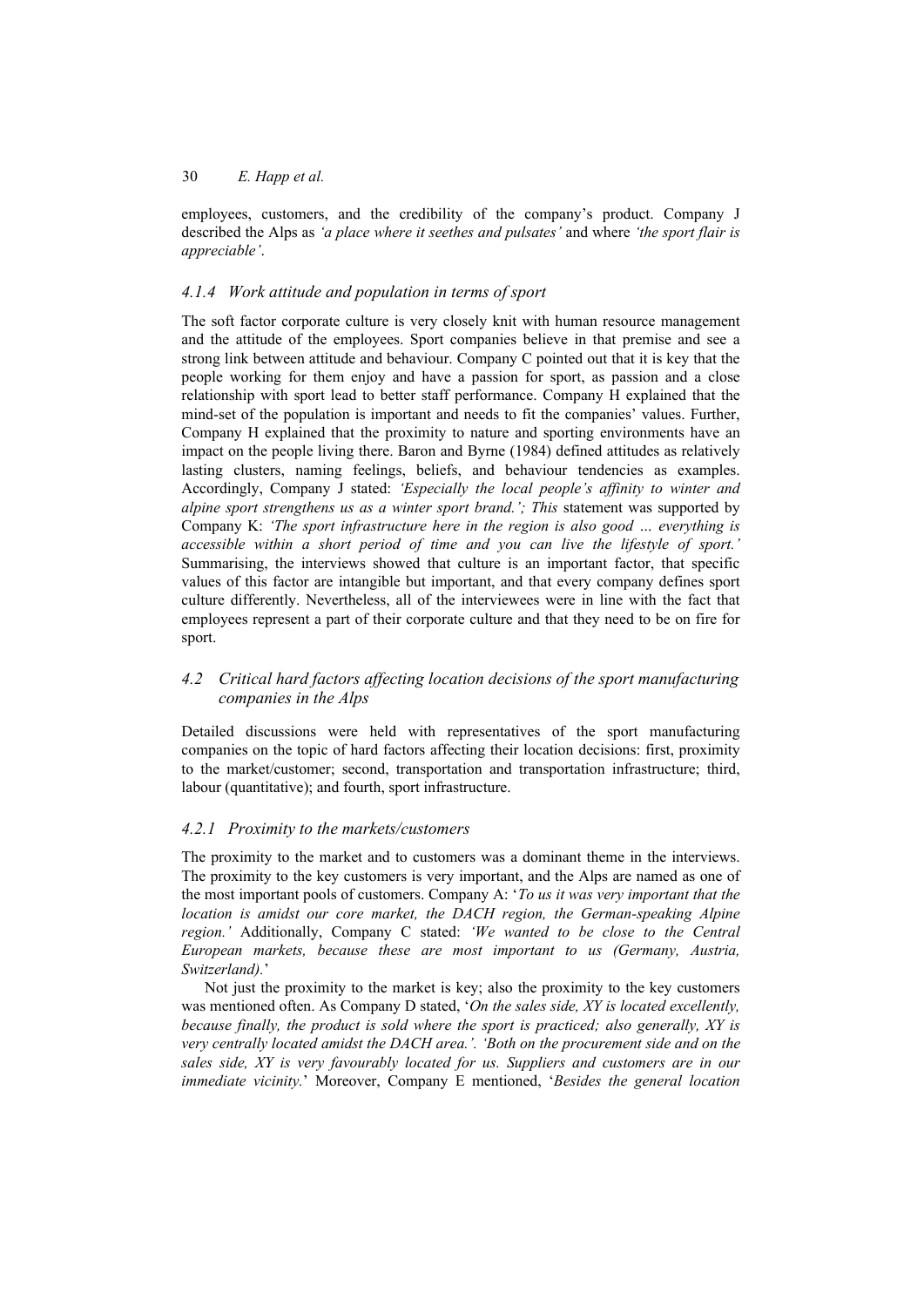employees, customers, and the credibility of the company's product. Company J described the Alps as *'a place where it seethes and pulsates'* and where *'the sport flair is appreciable'*.

### 4.1.4 Work attitude and population in terms of sport

The soft factor corporate culture is very closely knit with human resource management and the attitude of the employees. Sport companies believe in that premise and see a strong link between attitude and behaviour. Company C pointed out that it is key that the people working for them enjoy and have a passion for sport, as passion and a close relationship with sport lead to better staff performance. Company H explained that the mind-set of the population is important and needs to fit the companies' values. Further, Company H explained that the proximity to nature and sporting environments have an impact on the people living there. Baron and Byrne (1984) defined attitudes as relatively lasting clusters, naming feelings, beliefs, and behaviour tendencies as examples. Accordingly, Company J stated: *'Especially the local people's affinity to winter and alpine sport strengthens us as a winter sport brand.'; This* statement was supported by Company K: *'The sport infrastructure here in the region is also good … everything is accessible within a short period of time and you can live the lifestyle of sport.'* Summarising, the interviews showed that culture is an important factor, that specific values of this factor are intangible but important, and that every company defines sport culture differently. Nevertheless, all of the interviewees were in line with the fact that employees represent a part of their corporate culture and that they need to be on fire for sport.

## 4.2 Critical hard factors affecting location decisions of the sport manufacturing companies in the Alps

Detailed discussions were held with representatives of the sport manufacturing companies on the topic of hard factors affecting their location decisions: first, proximity to the market/customer; second, transportation and transportation infrastructure; third, labour (quantitative); and fourth, sport infrastructure.

### 4.2.1 Proximity to the markets/customers

The proximity to the market and to customers was a dominant theme in the interviews. The proximity to the key customers is very important, and the Alps are named as one of the most important pools of customers. Company A: '*To us it was very important that the location is amidst our core market, the DACH region, the German-speaking Alpine region.'* Additionally, Company C stated: *'We wanted to be close to the Central European markets, because these are most important to us (Germany, Austria, Switzerland).*'

Not just the proximity to the market is key; also the proximity to the key customers was mentioned often. As Company D stated, '*On the sales side, XY is located excellently, because finally, the product is sold where the sport is practiced; also generally, XY is very centrally located amidst the DACH area.'. 'Both on the procurement side and on the sales side, XY is very favourably located for us. Suppliers and customers are in our immediate vicinity.*' Moreover, Company E mentioned, '*Besides the general location*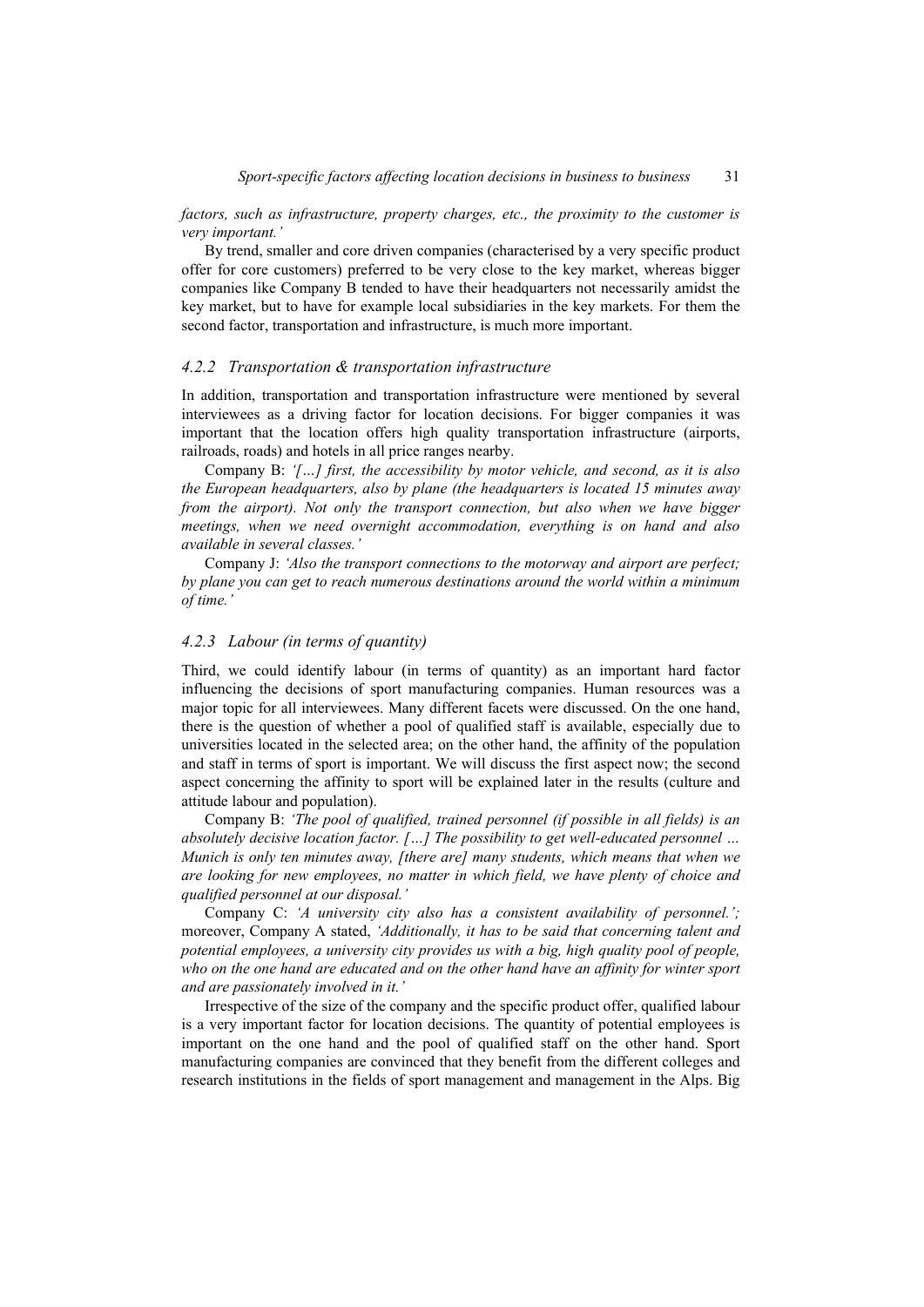*factors, such as infrastructure, property charges, etc., the proximity to the customer is very important.'*

By trend, smaller and core driven companies (characterised by a very specific product offer for core customers) preferred to be very close to the key market, whereas bigger companies like Company B tended to have their headquarters not necessarily amidst the key market, but to have for example local subsidiaries in the key markets. For them the second factor, transportation and infrastructure, is much more important.

### *4.2.2 Transportation & transportation infrastructure*

In addition, transportation and transportation infrastructure were mentioned by several interviewees as a driving factor for location decisions. For bigger companies it was important that the location offers high quality transportation infrastructure (airports, railroads, roads) and hotels in all price ranges nearby.

Company B: *'[…] first, the accessibility by motor vehicle, and second, as it is also the European headquarters, also by plane (the headquarters is located 15 minutes away from the airport). Not only the transport connection, but also when we have bigger meetings, when we need overnight accommodation, everything is on hand and also available in several classes.'*

Company J: *'Also the transport connections to the motorway and airport are perfect; by plane you can get to reach numerous destinations around the world within a minimum of time.'*

### *4.2.3 Labour (in terms of quantity)*

Third, we could identify labour (in terms of quantity) as an important hard factor influencing the decisions of sport manufacturing companies. Human resources was a major topic for all interviewees. Many different facets were discussed. On the one hand, there is the question of whether a pool of qualified staff is available, especially due to universities located in the selected area; on the other hand, the affinity of the population and staff in terms of sport is important. We will discuss the first aspect now; the second aspect concerning the affinity to sport will be explained later in the results (culture and attitude labour and population).

Company B: *'The pool of qualified, trained personnel (if possible in all fields) is an absolutely decisive location factor. […] The possibility to get well-educated personnel … Munich is only ten minutes away, [there are] many students, which means that when we are looking for new employees, no matter in which field, we have plenty of choice and qualified personnel at our disposal.'*

Company C: *'A university city also has a consistent availability of personnel.';* moreover, Company A stated, *'Additionally, it has to be said that concerning talent and potential employees, a university city provides us with a big, high quality pool of people, who on the one hand are educated and on the other hand have an affinity for winter sport and are passionately involved in it.'*

Irrespective of the size of the company and the specific product offer, qualified labour is a very important factor for location decisions. The quantity of potential employees is important on the one hand and the pool of qualified staff on the other hand. Sport manufacturing companies are convinced that they benefit from the different colleges and research institutions in the fields of sport management and management in the Alps. Big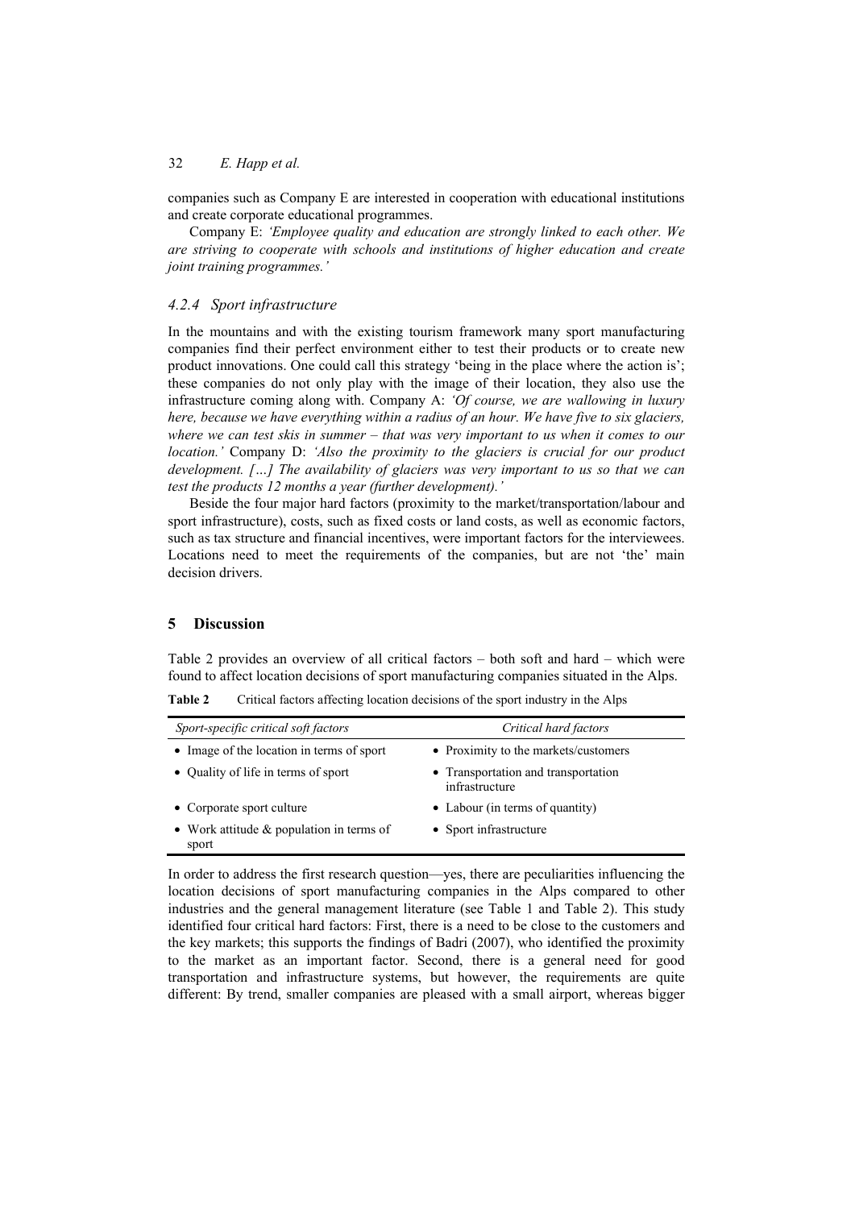companies such as Company E are interested in cooperation with educational institutions and create corporate educational programmes.

Company E: *'Employee quality and education are strongly linked to each other. We are striving to cooperate with schools and institutions of higher education and create joint training programmes.'*

#### *4.2.4 Sport infrastructure*

In the mountains and with the existing tourism framework many sport manufacturing companies find their perfect environment either to test their products or to create new product innovations. One could call this strategy 'being in the place where the action is'; these companies do not only play with the image of their location, they also use the infrastructure coming along with. Company A: *'Of course, we are wallowing in luxury here, because we have everything within a radius of an hour. We have five to six glaciers, where we can test skis in summer – that was very important to us when it comes to our location.'* Company D: *'Also the proximity to the glaciers is crucial for our product development. […] The availability of glaciers was very important to us so that we can test the products 12 months a year (further development).'*

Beside the four major hard factors (proximity to the market/transportation/labour and sport infrastructure), costs, such as fixed costs or land costs, as well as economic factors, such as tax structure and financial incentives, were important factors for the interviewees. Locations need to meet the requirements of the companies, but are not 'the' main decision drivers.

## 5 Discussion

Table 2 provides an overview of all critical factors – both soft and hard – which were found to affect location decisions of sport manufacturing companies situated in the Alps.

**Table 2** Critical factors affecting location decisions of the sport industry in the Alps

| *Sport-specific critical soft factors* | *Critical hard factors* |
|---|---|
| • Image of the location in terms of sport | • Proximity to the markets/customers |
| • Quality of life in terms of sport | • Transportation and transportation infrastructure |
| • Corporate sport culture | • Labour (in terms of quantity) |
| • Work attitude & population in terms of sport | • Sport infrastructure |

In order to address the first research question—yes, there are peculiarities influencing the location decisions of sport manufacturing companies in the Alps compared to other industries and the general management literature (see Table 1 and Table 2). This study identified four critical hard factors: First, there is a need to be close to the customers and the key markets; this supports the findings of Badri (2007), who identified the proximity to the market as an important factor. Second, there is a general need for good transportation and infrastructure systems, but however, the requirements are quite different: By trend, smaller companies are pleased with a small airport, whereas bigger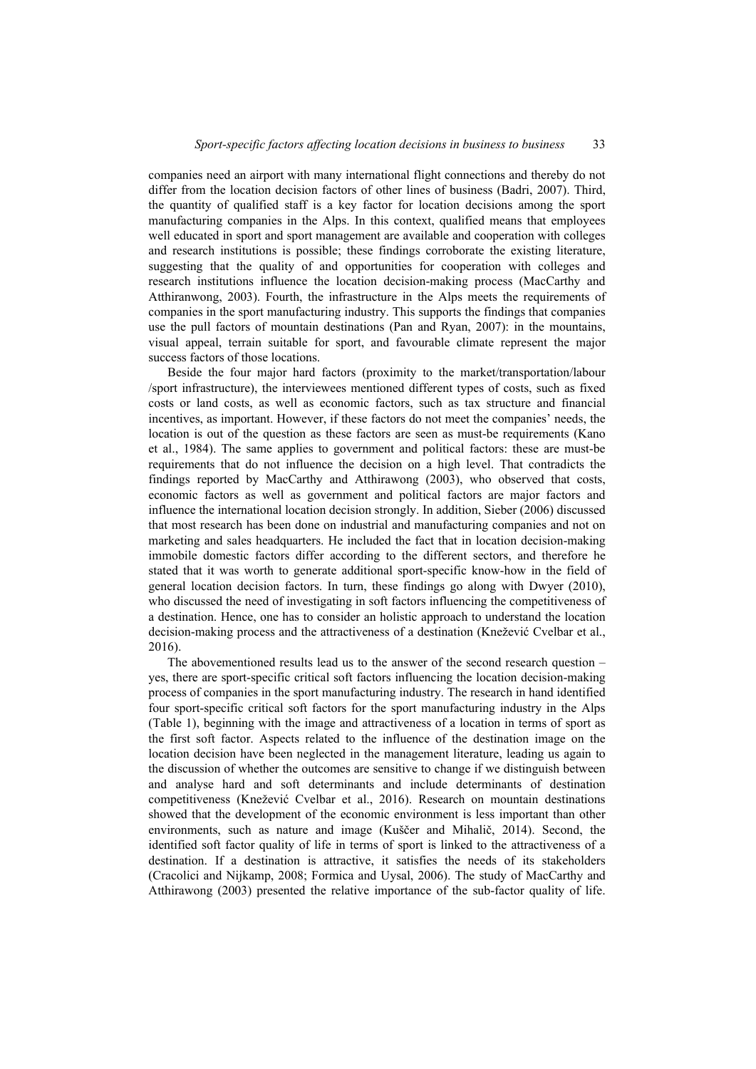companies need an airport with many international flight connections and thereby do not differ from the location decision factors of other lines of business (Badri, 2007). Third, the quantity of qualified staff is a key factor for location decisions among the sport manufacturing companies in the Alps. In this context, qualified means that employees well educated in sport and sport management are available and cooperation with colleges and research institutions is possible; these findings corroborate the existing literature, suggesting that the quality of and opportunities for cooperation with colleges and research institutions influence the location decision-making process (MacCarthy and Atthiranwong, 2003). Fourth, the infrastructure in the Alps meets the requirements of companies in the sport manufacturing industry. This supports the findings that companies use the pull factors of mountain destinations (Pan and Ryan, 2007): in the mountains, visual appeal, terrain suitable for sport, and favourable climate represent the major success factors of those locations.

Beside the four major hard factors (proximity to the market/transportation/labour /sport infrastructure), the interviewees mentioned different types of costs, such as fixed costs or land costs, as well as economic factors, such as tax structure and financial incentives, as important. However, if these factors do not meet the companies' needs, the location is out of the question as these factors are seen as must-be requirements (Kano et al., 1984). The same applies to government and political factors: these are must-be requirements that do not influence the decision on a high level. That contradicts the findings reported by MacCarthy and Atthirawong (2003), who observed that costs, economic factors as well as government and political factors are major factors and influence the international location decision strongly. In addition, Sieber (2006) discussed that most research has been done on industrial and manufacturing companies and not on marketing and sales headquarters. He included the fact that in location decision-making immobile domestic factors differ according to the different sectors, and therefore he stated that it was worth to generate additional sport-specific know-how in the field of general location decision factors. In turn, these findings go along with Dwyer (2010), who discussed the need of investigating in soft factors influencing the competitiveness of a destination. Hence, one has to consider an holistic approach to understand the location decision-making process and the attractiveness of a destination (Knežević Cvelbar et al., 2016).

The abovementioned results lead us to the answer of the second research question – yes, there are sport-specific critical soft factors influencing the location decision-making process of companies in the sport manufacturing industry. The research in hand identified four sport-specific critical soft factors for the sport manufacturing industry in the Alps (Table 1), beginning with the image and attractiveness of a location in terms of sport as the first soft factor. Aspects related to the influence of the destination image on the location decision have been neglected in the management literature, leading us again to the discussion of whether the outcomes are sensitive to change if we distinguish between and analyse hard and soft determinants and include determinants of destination competitiveness (Knežević Cvelbar et al., 2016). Research on mountain destinations showed that the development of the economic environment is less important than other environments, such as nature and image (Kuščer and Mihalič, 2014). Second, the identified soft factor quality of life in terms of sport is linked to the attractiveness of a destination. If a destination is attractive, it satisfies the needs of its stakeholders (Cracolici and Nijkamp, 2008; Formica and Uysal, 2006). The study of MacCarthy and Atthirawong (2003) presented the relative importance of the sub-factor quality of life.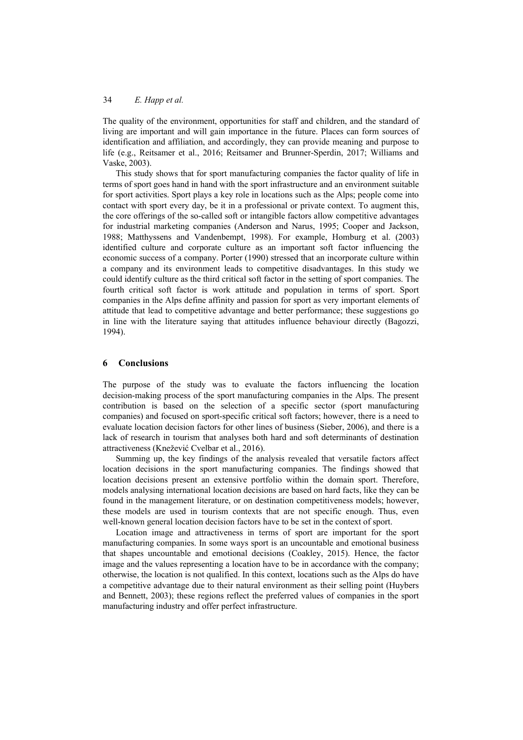The quality of the environment, opportunities for staff and children, and the standard of living are important and will gain importance in the future. Places can form sources of identification and affiliation, and accordingly, they can provide meaning and purpose to life (e.g., Reitsamer et al., 2016; Reitsamer and Brunner-Sperdin, 2017; Williams and Vaske, 2003).

This study shows that for sport manufacturing companies the factor quality of life in terms of sport goes hand in hand with the sport infrastructure and an environment suitable for sport activities. Sport plays a key role in locations such as the Alps; people come into contact with sport every day, be it in a professional or private context. To augment this, the core offerings of the so-called soft or intangible factors allow competitive advantages for industrial marketing companies (Anderson and Narus, 1995; Cooper and Jackson, 1988; Matthyssens and Vandenbempt, 1998). For example, Homburg et al. (2003) identified culture and corporate culture as an important soft factor influencing the economic success of a company. Porter (1990) stressed that an incorporate culture within a company and its environment leads to competitive disadvantages. In this study we could identify culture as the third critical soft factor in the setting of sport companies. The fourth critical soft factor is work attitude and population in terms of sport. Sport companies in the Alps define affinity and passion for sport as very important elements of attitude that lead to competitive advantage and better performance; these suggestions go in line with the literature saying that attitudes influence behaviour directly (Bagozzi, 1994).

## 6 Conclusions

The purpose of the study was to evaluate the factors influencing the location decision-making process of the sport manufacturing companies in the Alps. The present contribution is based on the selection of a specific sector (sport manufacturing companies) and focused on sport-specific critical soft factors; however, there is a need to evaluate location decision factors for other lines of business (Sieber, 2006), and there is a lack of research in tourism that analyses both hard and soft determinants of destination attractiveness (Knežević Cvelbar et al., 2016).

Summing up, the key findings of the analysis revealed that versatile factors affect location decisions in the sport manufacturing companies. The findings showed that location decisions present an extensive portfolio within the domain sport. Therefore, models analysing international location decisions are based on hard facts, like they can be found in the management literature, or on destination competitiveness models; however, these models are used in tourism contexts that are not specific enough. Thus, even well-known general location decision factors have to be set in the context of sport.

Location image and attractiveness in terms of sport are important for the sport manufacturing companies. In some ways sport is an uncountable and emotional business that shapes uncountable and emotional decisions (Coakley, 2015). Hence, the factor image and the values representing a location have to be in accordance with the company; otherwise, the location is not qualified. In this context, locations such as the Alps do have a competitive advantage due to their natural environment as their selling point (Huybers and Bennett, 2003); these regions reflect the preferred values of companies in the sport manufacturing industry and offer perfect infrastructure.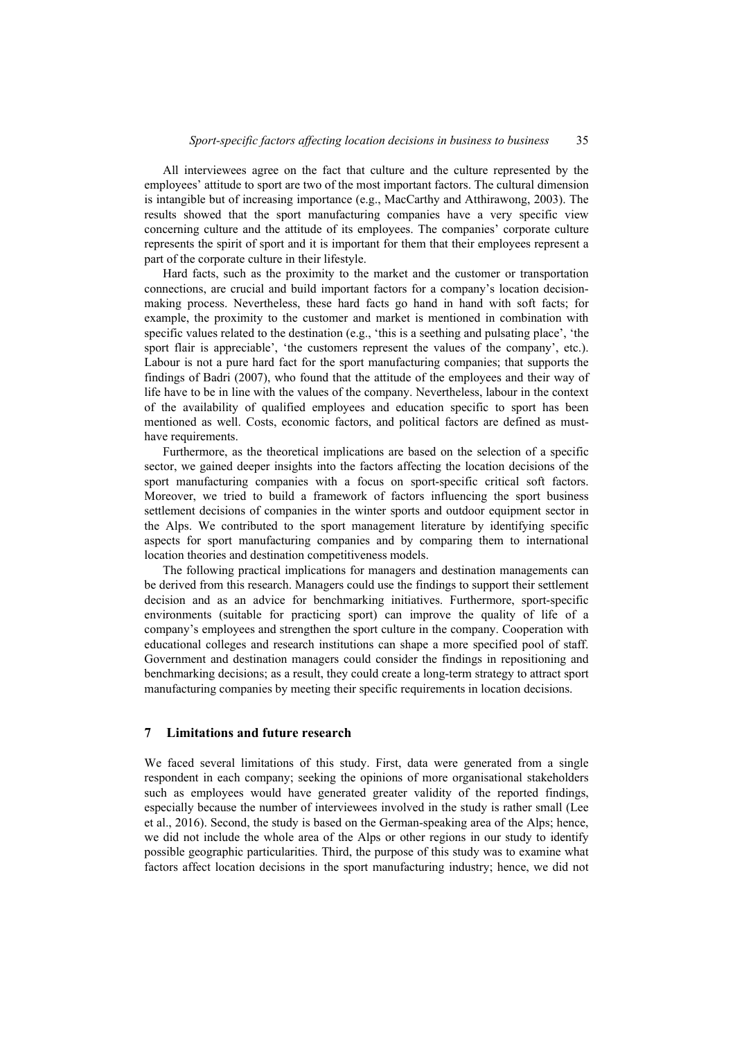All interviewees agree on the fact that culture and the culture represented by the employees' attitude to sport are two of the most important factors. The cultural dimension is intangible but of increasing importance (e.g., MacCarthy and Atthirawong, 2003). The results showed that the sport manufacturing companies have a very specific view concerning culture and the attitude of its employees. The companies' corporate culture represents the spirit of sport and it is important for them that their employees represent a part of the corporate culture in their lifestyle.

Hard facts, such as the proximity to the market and the customer or transportation connections, are crucial and build important factors for a company's location decision-making process. Nevertheless, these hard facts go hand in hand with soft facts; for example, the proximity to the customer and market is mentioned in combination with specific values related to the destination (e.g., 'this is a seething and pulsating place', 'the sport flair is appreciable', 'the customers represent the values of the company', etc.). Labour is not a pure hard fact for the sport manufacturing companies; that supports the findings of Badri (2007), who found that the attitude of the employees and their way of life have to be in line with the values of the company. Nevertheless, labour in the context of the availability of qualified employees and education specific to sport has been mentioned as well. Costs, economic factors, and political factors are defined as must-have requirements.

Furthermore, as the theoretical implications are based on the selection of a specific sector, we gained deeper insights into the factors affecting the location decisions of the sport manufacturing companies with a focus on sport-specific critical soft factors. Moreover, we tried to build a framework of factors influencing the sport business settlement decisions of companies in the winter sports and outdoor equipment sector in the Alps. We contributed to the sport management literature by identifying specific aspects for sport manufacturing companies and by comparing them to international location theories and destination competitiveness models.

The following practical implications for managers and destination managements can be derived from this research. Managers could use the findings to support their settlement decision and as an advice for benchmarking initiatives. Furthermore, sport-specific environments (suitable for practicing sport) can improve the quality of life of a company's employees and strengthen the sport culture in the company. Cooperation with educational colleges and research institutions can shape a more specified pool of staff. Government and destination managers could consider the findings in repositioning and benchmarking decisions; as a result, they could create a long-term strategy to attract sport manufacturing companies by meeting their specific requirements in location decisions.

## 7 Limitations and future research

We faced several limitations of this study. First, data were generated from a single respondent in each company; seeking the opinions of more organisational stakeholders such as employees would have generated greater validity of the reported findings, especially because the number of interviewees involved in the study is rather small (Lee et al., 2016). Second, the study is based on the German-speaking area of the Alps; hence, we did not include the whole area of the Alps or other regions in our study to identify possible geographic particularities. Third, the purpose of this study was to examine what factors affect location decisions in the sport manufacturing industry; hence, we did not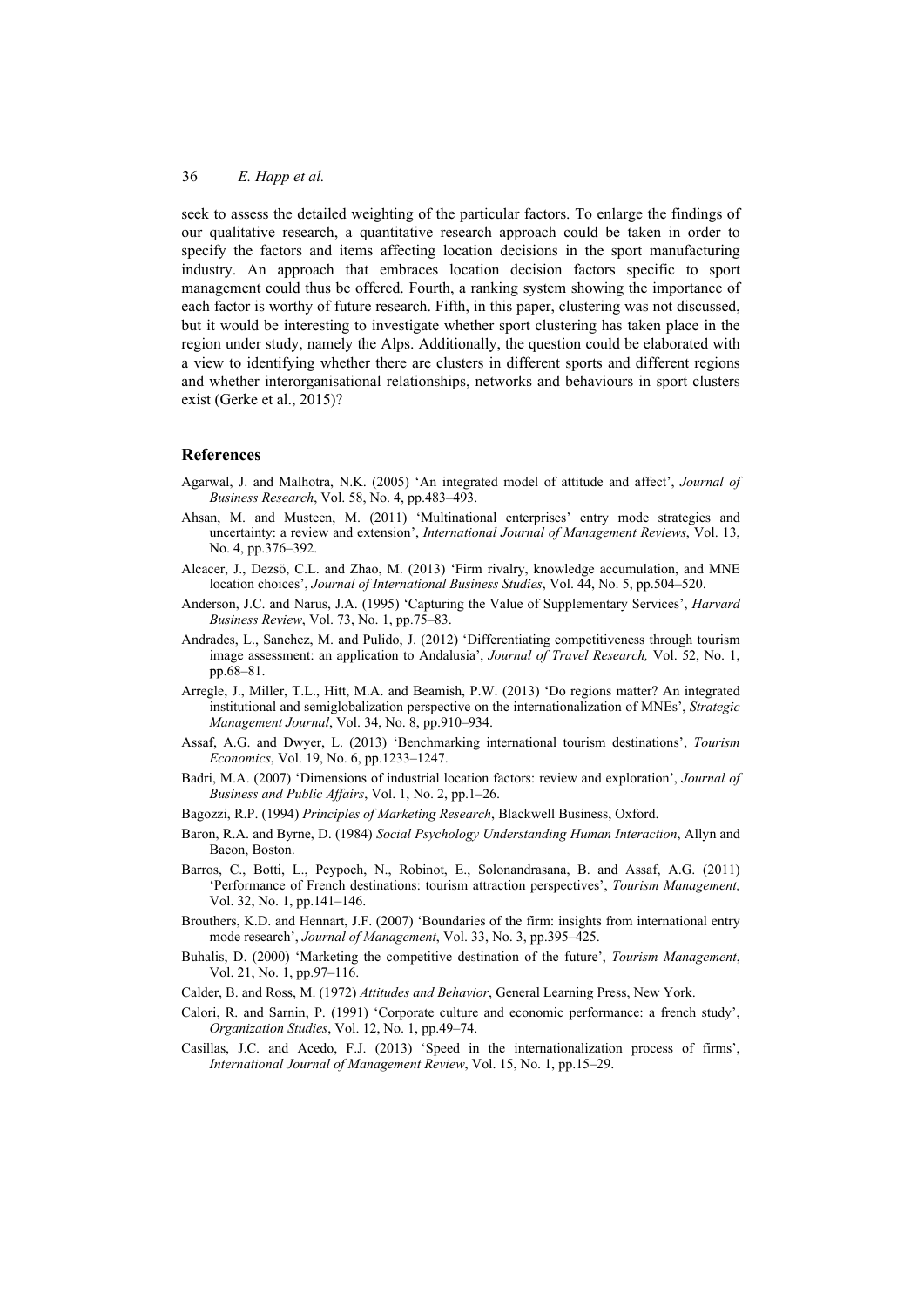seek to assess the detailed weighting of the particular factors. To enlarge the findings of our qualitative research, a quantitative research approach could be taken in order to specify the factors and items affecting location decisions in the sport manufacturing industry. An approach that embraces location decision factors specific to sport management could thus be offered. Fourth, a ranking system showing the importance of each factor is worthy of future research. Fifth, in this paper, clustering was not discussed, but it would be interesting to investigate whether sport clustering has taken place in the region under study, namely the Alps. Additionally, the question could be elaborated with a view to identifying whether there are clusters in different sports and different regions and whether interorganisational relationships, networks and behaviours in sport clusters exist (Gerke et al., 2015)?

## References

Agarwal, J. and Malhotra, N.K. (2005) 'An integrated model of attitude and affect', *Journal of Business Research*, Vol. 58, No. 4, pp.483–493.

Ahsan, M. and Musteen, M. (2011) 'Multinational enterprises' entry mode strategies and uncertainty: a review and extension', *International Journal of Management Reviews*, Vol. 13, No. 4, pp.376–392.

Alcacer, J., Dezsö, C.L. and Zhao, M. (2013) 'Firm rivalry, knowledge accumulation, and MNE location choices', *Journal of International Business Studies*, Vol. 44, No. 5, pp.504–520.

Anderson, J.C. and Narus, J.A. (1995) 'Capturing the Value of Supplementary Services', *Harvard Business Review*, Vol. 73, No. 1, pp.75–83.

Andrades, L., Sanchez, M. and Pulido, J. (2012) 'Differentiating competitiveness through tourism image assessment: an application to Andalusia', *Journal of Travel Research,* Vol. 52, No. 1, pp.68–81.

Arregle, J., Miller, T.L., Hitt, M.A. and Beamish, P.W. (2013) 'Do regions matter? An integrated institutional and semiglobalization perspective on the internationalization of MNEs', *Strategic Management Journal*, Vol. 34, No. 8, pp.910–934.

Assaf, A.G. and Dwyer, L. (2013) 'Benchmarking international tourism destinations', *Tourism Economics*, Vol. 19, No. 6, pp.1233–1247.

Badri, M.A. (2007) 'Dimensions of industrial location factors: review and exploration', *Journal of Business and Public Affairs*, Vol. 1, No. 2, pp.1–26.

Bagozzi, R.P. (1994) *Principles of Marketing Research*, Blackwell Business, Oxford.

Baron, R.A. and Byrne, D. (1984) *Social Psychology Understanding Human Interaction*, Allyn and Bacon, Boston.

Barros, C., Botti, L., Peypoch, N., Robinot, E., Solonandrasana, B. and Assaf, A.G. (2011) 'Performance of French destinations: tourism attraction perspectives', *Tourism Management,* Vol. 32, No. 1, pp.141–146.

Brouthers, K.D. and Hennart, J.F. (2007) 'Boundaries of the firm: insights from international entry mode research', *Journal of Management*, Vol. 33, No. 3, pp.395–425.

Buhalis, D. (2000) 'Marketing the competitive destination of the future', *Tourism Management*, Vol. 21, No. 1, pp.97–116.

Calder, B. and Ross, M. (1972) *Attitudes and Behavior*, General Learning Press, New York.

Calori, R. and Sarnin, P. (1991) 'Corporate culture and economic performance: a french study', *Organization Studies*, Vol. 12, No. 1, pp.49–74.

Casillas, J.C. and Acedo, F.J. (2013) 'Speed in the internationalization process of firms', *International Journal of Management Review*, Vol. 15, No. 1, pp.15–29.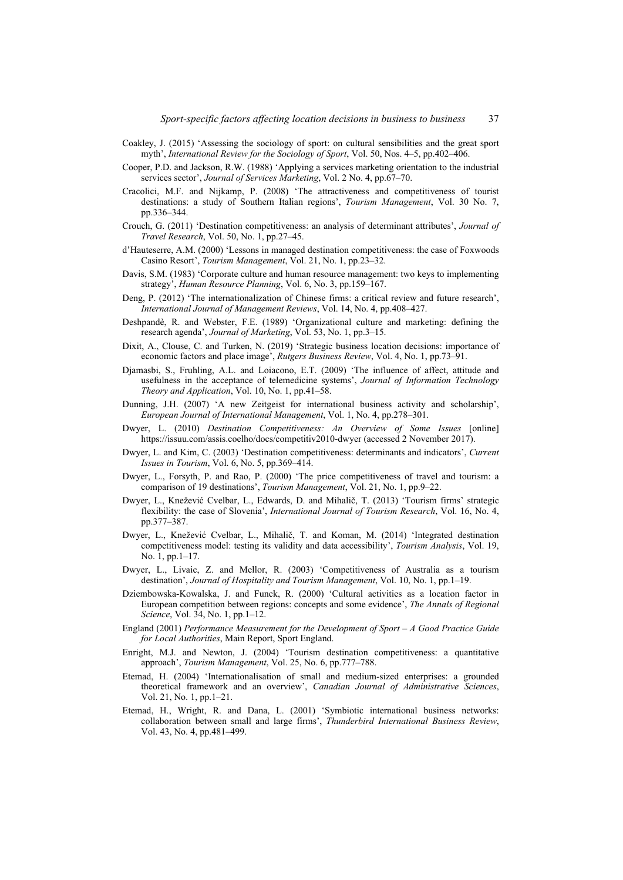Coakley, J. (2015) 'Assessing the sociology of sport: on cultural sensibilities and the great sport myth', *International Review for the Sociology of Sport*, Vol. 50, Nos. 4–5, pp.402–406.

Cooper, P.D. and Jackson, R.W. (1988) 'Applying a services marketing orientation to the industrial services sector', *Journal of Services Marketing*, Vol. 2 No. 4, pp.67–70.

Cracolici, M.F. and Nijkamp, P. (2008) 'The attractiveness and competitiveness of tourist destinations: a study of Southern Italian regions', *Tourism Management*, Vol. 30 No. 7, pp.336–344.

Crouch, G. (2011) 'Destination competitiveness: an analysis of determinant attributes', *Journal of Travel Research*, Vol. 50, No. 1, pp.27–45.

d'Hauteserre, A.M. (2000) 'Lessons in managed destination competitiveness: the case of Foxwoods Casino Resort', *Tourism Management*, Vol. 21, No. 1, pp.23–32.

Davis, S.M. (1983) 'Corporate culture and human resource management: two keys to implementing strategy', *Human Resource Planning*, Vol. 6, No. 3, pp.159–167.

Deng, P. (2012) 'The internationalization of Chinese firms: a critical review and future research', *International Journal of Management Reviews*, Vol. 14, No. 4, pp.408–427.

Deshpandè, R. and Webster, F.E. (1989) 'Organizational culture and marketing: defining the research agenda', *Journal of Marketing*, Vol. 53, No. 1, pp.3–15.

Dixit, A., Clouse, C. and Turken, N. (2019) 'Strategic business location decisions: importance of economic factors and place image', *Rutgers Business Review*, Vol. 4, No. 1, pp.73–91.

Djamasbi, S., Fruhling, A.L. and Loiacono, E.T. (2009) 'The influence of affect, attitude and usefulness in the acceptance of telemedicine systems', *Journal of Information Technology Theory and Application*, Vol. 10, No. 1, pp.41–58.

Dunning, J.H. (2007) 'A new Zeitgeist for international business activity and scholarship', *European Journal of International Management*, Vol. 1, No. 4, pp.278–301.

Dwyer, L. (2010) *Destination Competitiveness: An Overview of Some Issues* [online] https://issuu.com/assis.coelho/docs/competitiv2010-dwyer (accessed 2 November 2017).

Dwyer, L. and Kim, C. (2003) 'Destination competitiveness: determinants and indicators', *Current Issues in Tourism*, Vol. 6, No. 5, pp.369–414.

Dwyer, L., Forsyth, P. and Rao, P. (2000) 'The price competitiveness of travel and tourism: a comparison of 19 destinations', *Tourism Management*, Vol. 21, No. 1, pp.9–22.

Dwyer, L., Knežević Cvelbar, L., Edwards, D. and Mihalič, T. (2013) 'Tourism firms' strategic flexibility: the case of Slovenia', *International Journal of Tourism Research*, Vol. 16, No. 4, pp.377–387.

Dwyer, L., Knežević Cvelbar, L., Mihalič, T. and Koman, M. (2014) 'Integrated destination competitiveness model: testing its validity and data accessibility', *Tourism Analysis*, Vol. 19, No. 1, pp.1–17.

Dwyer, L., Livaic, Z. and Mellor, R. (2003) 'Competitiveness of Australia as a tourism destination', *Journal of Hospitality and Tourism Management*, Vol. 10, No. 1, pp.1–19.

Dziembowska-Kowalska, J. and Funck, R. (2000) 'Cultural activities as a location factor in European competition between regions: concepts and some evidence', *The Annals of Regional Science*, Vol. 34, No. 1, pp.1–12.

England (2001) *Performance Measurement for the Development of Sport – A Good Practice Guide for Local Authorities*, Main Report, Sport England.

Enright, M.J. and Newton, J. (2004) 'Tourism destination competitiveness: a quantitative approach', *Tourism Management*, Vol. 25, No. 6, pp.777–788.

Etemad, H. (2004) 'Internationalisation of small and medium-sized enterprises: a grounded theoretical framework and an overview', *Canadian Journal of Administrative Sciences*, Vol. 21, No. 1, pp.1–21.

Etemad, H., Wright, R. and Dana, L. (2001) 'Symbiotic international business networks: collaboration between small and large firms', *Thunderbird International Business Review*, Vol. 43, No. 4, pp.481–499.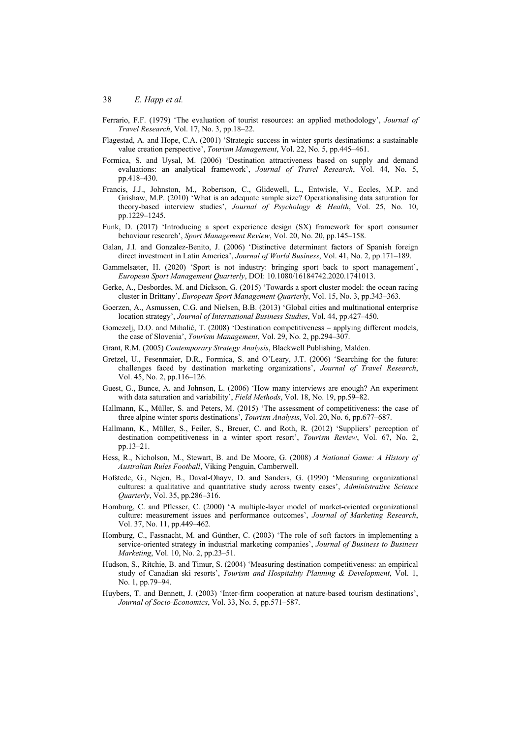Ferrario, F.F. (1979) 'The evaluation of tourist resources: an applied methodology', *Journal of Travel Research*, Vol. 17, No. 3, pp.18–22.

Flagestad, A. and Hope, C.A. (2001) 'Strategic success in winter sports destinations: a sustainable value creation perspective', *Tourism Management*, Vol. 22, No. 5, pp.445–461.

Formica, S. and Uysal, M. (2006) 'Destination attractiveness based on supply and demand evaluations: an analytical framework', *Journal of Travel Research*, Vol. 44, No. 5, pp.418–430.

Francis, J.J., Johnston, M., Robertson, C., Glidewell, L., Entwisle, V., Eccles, M.P. and Grishaw, M.P. (2010) 'What is an adequate sample size? Operationalising data saturation for theory-based interview studies', *Journal of Psychology & Health*, Vol. 25, No. 10, pp.1229–1245.

Funk, D. (2017) 'Introducing a sport experience design (SX) framework for sport consumer behaviour research', *Sport Management Review*, Vol. 20, No. 20, pp.145–158.

Galan, J.I. and Gonzalez-Benito, J. (2006) 'Distinctive determinant factors of Spanish foreign direct investment in Latin America', *Journal of World Business*, Vol. 41, No. 2, pp.171–189.

Gammelsæter, H. (2020) 'Sport is not industry: bringing sport back to sport management', *European Sport Management Quarterly*, DOI: 10.1080/16184742.2020.1741013.

Gerke, A., Desbordes, M. and Dickson, G. (2015) 'Towards a sport cluster model: the ocean racing cluster in Brittany', *European Sport Management Quarterly*, Vol. 15, No. 3, pp.343–363.

Goerzen, A., Asmussen, C.G. and Nielsen, B.B. (2013) 'Global cities and multinational enterprise location strategy', *Journal of International Business Studies*, Vol. 44, pp.427–450.

Gomezelj, D.O. and Mihalič, T. (2008) 'Destination competitiveness – applying different models, the case of Slovenia', *Tourism Management*, Vol. 29, No. 2, pp.294–307.

Grant, R.M. (2005) *Contemporary Strategy Analysis*, Blackwell Publishing, Malden.

Gretzel, U., Fesenmaier, D.R., Formica, S. and O'Leary, J.T. (2006) 'Searching for the future: challenges faced by destination marketing organizations', *Journal of Travel Research*, Vol. 45, No. 2, pp.116–126.

Guest, G., Bunce, A. and Johnson, L. (2006) 'How many interviews are enough? An experiment with data saturation and variability', *Field Methods*, Vol. 18, No. 19, pp.59–82.

Hallmann, K., Müller, S. and Peters, M. (2015) 'The assessment of competitiveness: the case of three alpine winter sports destinations', *Tourism Analysis*, Vol. 20, No. 6, pp.677–687.

Hallmann, K., Müller, S., Feiler, S., Breuer, C. and Roth, R. (2012) 'Suppliers' perception of destination competitiveness in a winter sport resort', *Tourism Review*, Vol. 67, No. 2, pp.13–21.

Hess, R., Nicholson, M., Stewart, B. and De Moore, G. (2008) *A National Game: A History of Australian Rules Football*, Viking Penguin, Camberwell.

Hofstede, G., Nejen, B., Daval-Ohayv, D. and Sanders, G. (1990) 'Measuring organizational cultures: a qualitative and quantitative study across twenty cases', *Administrative Science Quarterly*, Vol. 35, pp.286–316.

Homburg, C. and Pflesser, C. (2000) 'A multiple-layer model of market-oriented organizational culture: measurement issues and performance outcomes', *Journal of Marketing Research*, Vol. 37, No. 11, pp.449–462.

Homburg, C., Fassnacht, M. and Günther, C. (2003) 'The role of soft factors in implementing a service-oriented strategy in industrial marketing companies', *Journal of Business to Business Marketing*, Vol. 10, No. 2, pp.23–51.

Hudson, S., Ritchie, B. and Timur, S. (2004) 'Measuring destination competitiveness: an empirical study of Canadian ski resorts', *Tourism and Hospitality Planning & Development*, Vol. 1, No. 1, pp.79–94.

Huybers, T. and Bennett, J. (2003) 'Inter-firm cooperation at nature-based tourism destinations', *Journal of Socio-Economics*, Vol. 33, No. 5, pp.571–587.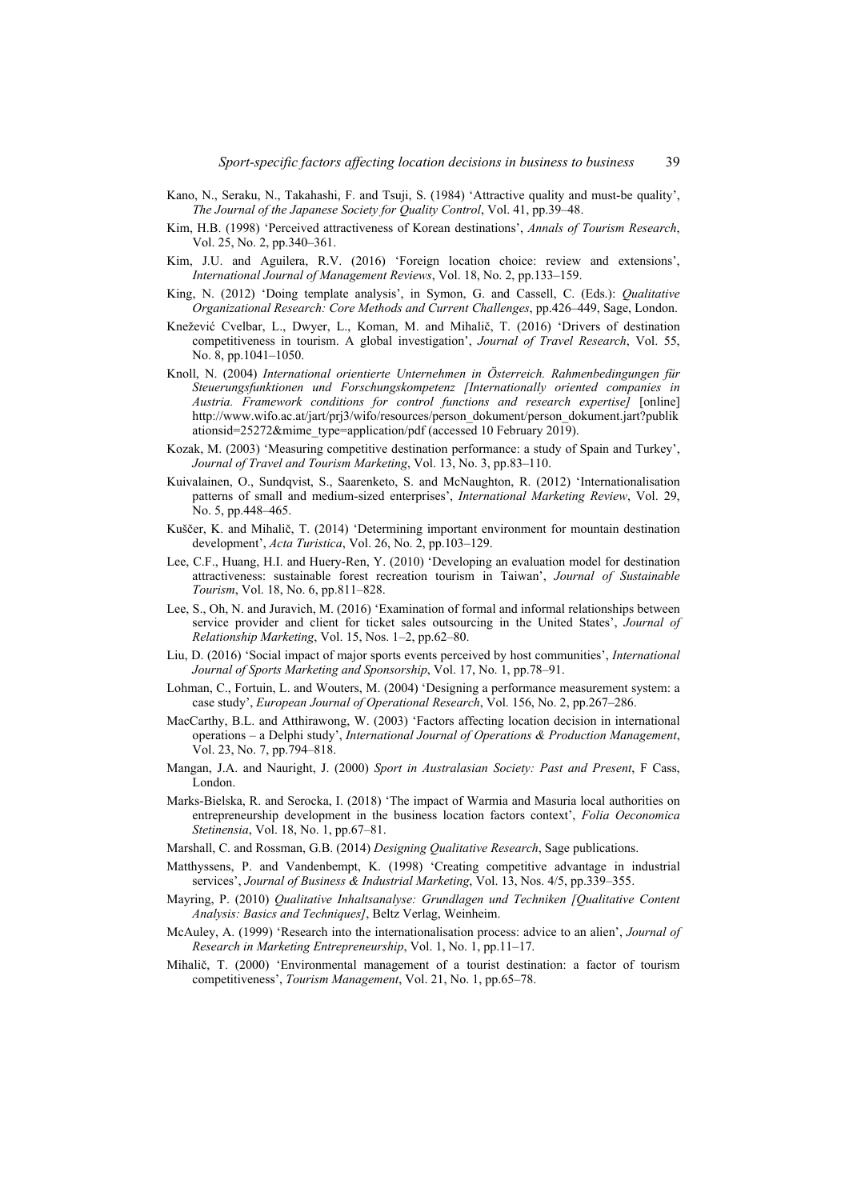Kano, N., Seraku, N., Takahashi, F. and Tsuji, S. (1984) 'Attractive quality and must-be quality', *The Journal of the Japanese Society for Quality Control*, Vol. 41, pp.39–48.

Kim, H.B. (1998) 'Perceived attractiveness of Korean destinations', *Annals of Tourism Research*, Vol. 25, No. 2, pp.340–361.

Kim, J.U. and Aguilera, R.V. (2016) 'Foreign location choice: review and extensions', *International Journal of Management Reviews*, Vol. 18, No. 2, pp.133–159.

King, N. (2012) 'Doing template analysis', in Symon, G. and Cassell, C. (Eds.): *Qualitative Organizational Research: Core Methods and Current Challenges*, pp.426–449, Sage, London.

Knežević Cvelbar, L., Dwyer, L., Koman, M. and Mihalič, T. (2016) 'Drivers of destination competitiveness in tourism. A global investigation', *Journal of Travel Research*, Vol. 55, No. 8, pp.1041–1050.

Knoll, N. (2004) *International orientierte Unternehmen in Österreich. Rahmenbedingungen für Steuerungsfunktionen und Forschungskompetenz [Internationally oriented companies in Austria. Framework conditions for control functions and research expertise]* [online] http://www.wifo.ac.at/jart/prj3/wifo/resources/person_dokument/person_dokument.jart?publikationsid=25272&mime_type=application/pdf (accessed 10 February 2019).

Kozak, M. (2003) 'Measuring competitive destination performance: a study of Spain and Turkey', *Journal of Travel and Tourism Marketing*, Vol. 13, No. 3, pp.83–110.

Kuivalainen, O., Sundqvist, S., Saarenketo, S. and McNaughton, R. (2012) 'Internationalisation patterns of small and medium-sized enterprises', *International Marketing Review*, Vol. 29, No. 5, pp.448–465.

Kuščer, K. and Mihalič, T. (2014) 'Determining important environment for mountain destination development', *Acta Turistica*, Vol. 26, No. 2, pp.103–129.

Lee, C.F., Huang, H.I. and Huery-Ren, Y. (2010) 'Developing an evaluation model for destination attractiveness: sustainable forest recreation tourism in Taiwan', *Journal of Sustainable Tourism*, Vol. 18, No. 6, pp.811–828.

Lee, S., Oh, N. and Juravich, M. (2016) 'Examination of formal and informal relationships between service provider and client for ticket sales outsourcing in the United States', *Journal of Relationship Marketing*, Vol. 15, Nos. 1–2, pp.62–80.

Liu, D. (2016) 'Social impact of major sports events perceived by host communities', *International Journal of Sports Marketing and Sponsorship*, Vol. 17, No. 1, pp.78–91.

Lohman, C., Fortuin, L. and Wouters, M. (2004) 'Designing a performance measurement system: a case study', *European Journal of Operational Research*, Vol. 156, No. 2, pp.267–286.

MacCarthy, B.L. and Atthirawong, W. (2003) 'Factors affecting location decision in international operations – a Delphi study', *International Journal of Operations & Production Management*, Vol. 23, No. 7, pp.794–818.

Mangan, J.A. and Nauright, J. (2000) *Sport in Australasian Society: Past and Present*, F Cass, London.

Marks-Bielska, R. and Serocka, I. (2018) 'The impact of Warmia and Masuria local authorities on entrepreneurship development in the business location factors context', *Folia Oeconomica Stetinensia*, Vol. 18, No. 1, pp.67–81.

Marshall, C. and Rossman, G.B. (2014) *Designing Qualitative Research*, Sage publications.

Matthyssens, P. and Vandenbempt, K. (1998) 'Creating competitive advantage in industrial services', *Journal of Business & Industrial Marketing*, Vol. 13, Nos. 4/5, pp.339–355.

Mayring, P. (2010) *Qualitative Inhaltsanalyse: Grundlagen und Techniken [Qualitative Content Analysis: Basics and Techniques]*, Beltz Verlag, Weinheim.

McAuley, A. (1999) 'Research into the internationalisation process: advice to an alien', *Journal of Research in Marketing Entrepreneurship*, Vol. 1, No. 1, pp.11–17.

Mihalič, T. (2000) 'Environmental management of a tourist destination: a factor of tourism competitiveness', *Tourism Management*, Vol. 21, No. 1, pp.65–78.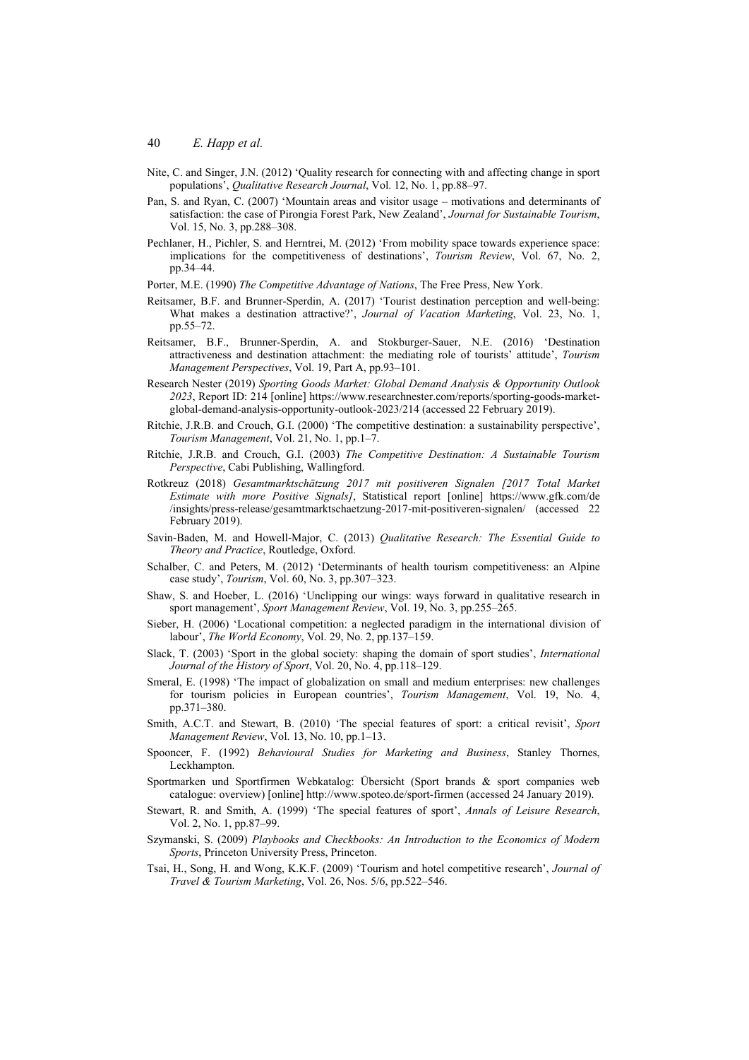Nite, C. and Singer, J.N. (2012) 'Quality research for connecting with and affecting change in sport populations', *Qualitative Research Journal*, Vol. 12, No. 1, pp.88–97.

Pan, S. and Ryan, C. (2007) 'Mountain areas and visitor usage – motivations and determinants of satisfaction: the case of Pirongia Forest Park, New Zealand', *Journal for Sustainable Tourism*, Vol. 15, No. 3, pp.288–308.

Pechlaner, H., Pichler, S. and Herntrei, M. (2012) 'From mobility space towards experience space: implications for the competitiveness of destinations', *Tourism Review*, Vol. 67, No. 2, pp.34–44.

Porter, M.E. (1990) *The Competitive Advantage of Nations*, The Free Press, New York.

Reitsamer, B.F. and Brunner-Sperdin, A. (2017) 'Tourist destination perception and well-being: What makes a destination attractive?', *Journal of Vacation Marketing*, Vol. 23, No. 1, pp.55–72.

Reitsamer, B.F., Brunner-Sperdin, A. and Stokburger-Sauer, N.E. (2016) 'Destination attractiveness and destination attachment: the mediating role of tourists' attitude', *Tourism Management Perspectives*, Vol. 19, Part A, pp.93–101.

Research Nester (2019) *Sporting Goods Market: Global Demand Analysis & Opportunity Outlook 2023*, Report ID: 214 [online] https://www.researchnester.com/reports/sporting-goods-market-global-demand-analysis-opportunity-outlook-2023/214 (accessed 22 February 2019).

Ritchie, J.R.B. and Crouch, G.I. (2000) 'The competitive destination: a sustainability perspective', *Tourism Management*, Vol. 21, No. 1, pp.1–7.

Ritchie, J.R.B. and Crouch, G.I. (2003) *The Competitive Destination: A Sustainable Tourism Perspective*, Cabi Publishing, Wallingford.

Rotkreuz (2018) *Gesamtmarktschätzung 2017 mit positiveren Signalen [2017 Total Market Estimate with more Positive Signals]*, Statistical report [online] https://www.gfk.com/de/insights/press-release/gesamtmarktschaetzung-2017-mit-positiveren-signalen/ (accessed 22 February 2019).

Savin-Baden, M. and Howell-Major, C. (2013) *Qualitative Research: The Essential Guide to Theory and Practice*, Routledge, Oxford.

Schalber, C. and Peters, M. (2012) 'Determinants of health tourism competitiveness: an Alpine case study', *Tourism*, Vol. 60, No. 3, pp.307–323.

Shaw, S. and Hoeber, L. (2016) 'Unclipping our wings: ways forward in qualitative research in sport management', *Sport Management Review*, Vol. 19, No. 3, pp.255–265.

Sieber, H. (2006) 'Locational competition: a neglected paradigm in the international division of labour', *The World Economy*, Vol. 29, No. 2, pp.137–159.

Slack, T. (2003) 'Sport in the global society: shaping the domain of sport studies', *International Journal of the History of Sport*, Vol. 20, No. 4, pp.118–129.

Smeral, E. (1998) 'The impact of globalization on small and medium enterprises: new challenges for tourism policies in European countries', *Tourism Management*, Vol. 19, No. 4, pp.371–380.

Smith, A.C.T. and Stewart, B. (2010) 'The special features of sport: a critical revisit', *Sport Management Review*, Vol. 13, No. 10, pp.1–13.

Spooncer, F. (1992) *Behavioural Studies for Marketing and Business*, Stanley Thornes, Leckhampton.

Sportmarken und Sportfirmen Webkatalog: Übersicht (Sport brands & sport companies web catalogue: overview) [online] http://www.spoteo.de/sport-firmen (accessed 24 January 2019).

Stewart, R. and Smith, A. (1999) 'The special features of sport', *Annals of Leisure Research*, Vol. 2, No. 1, pp.87–99.

Szymanski, S. (2009) *Playbooks and Checkbooks: An Introduction to the Economics of Modern Sports*, Princeton University Press, Princeton.

Tsai, H., Song, H. and Wong, K.K.F. (2009) 'Tourism and hotel competitive research', *Journal of Travel & Tourism Marketing*, Vol. 26, Nos. 5/6, pp.522–546.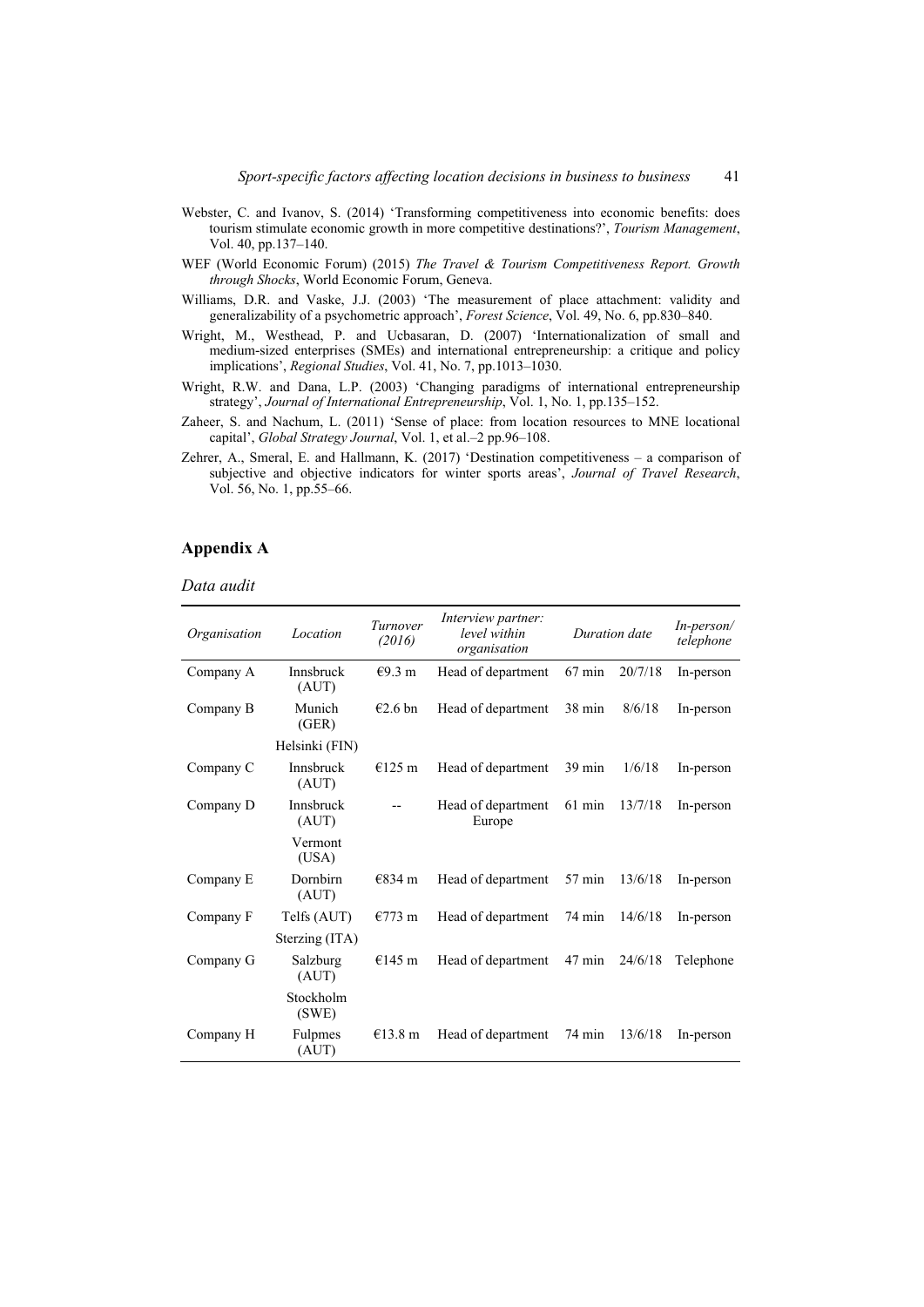Webster, C. and Ivanov, S. (2014) 'Transforming competitiveness into economic benefits: does tourism stimulate economic growth in more competitive destinations?', *Tourism Management*, Vol. 40, pp.137–140.

WEF (World Economic Forum) (2015) *The Travel & Tourism Competitiveness Report. Growth through Shocks*, World Economic Forum, Geneva.

Williams, D.R. and Vaske, J.J. (2003) 'The measurement of place attachment: validity and generalizability of a psychometric approach', *Forest Science*, Vol. 49, No. 6, pp.830–840.

Wright, M., Westhead, P. and Ucbasaran, D. (2007) 'Internationalization of small and medium-sized enterprises (SMEs) and international entrepreneurship: a critique and policy implications', *Regional Studies*, Vol. 41, No. 7, pp.1013–1030.

Wright, R.W. and Dana, L.P. (2003) 'Changing paradigms of international entrepreneurship strategy', *Journal of International Entrepreneurship*, Vol. 1, No. 1, pp.135–152.

Zaheer, S. and Nachum, L. (2011) 'Sense of place: from location resources to MNE locational capital', *Global Strategy Journal*, Vol. 1, et al.–2 pp.96–108.

Zehrer, A., Smeral, E. and Hallmann, K. (2017) 'Destination competitiveness – a comparison of subjective and objective indicators for winter sports areas', *Journal of Travel Research*, Vol. 56, No. 1, pp.55–66.

## Appendix A

*Data audit*

| *Organisation* | *Location* | *Turnover (2016)* | *Interview partner: level within organisation* | *Duration date* | | *In-person/ telephone* |
|---|---|---|---|---|---|---|
| Company A | Innsbruck (AUT) | €9.3 m | Head of department | 67 min | 20/7/18 | In-person |
| Company B | Munich (GER) | €2.6 bn | Head of department | 38 min | 8/6/18 | In-person |
| | Helsinki (FIN) | | | | | |
| Company C | Innsbruck (AUT) | €125 m | Head of department | 39 min | 1/6/18 | In-person |
| Company D | Innsbruck (AUT) | -- | Head of department Europe | 61 min | 13/7/18 | In-person |
| | Vermont (USA) | | | | | |
| Company E | Dornbirn (AUT) | €834 m | Head of department | 57 min | 13/6/18 | In-person |
| Company F | Telfs (AUT) | €773 m | Head of department | 74 min | 14/6/18 | In-person |
| | Sterzing (ITA) | | | | | |
| Company G | Salzburg (AUT) | €145 m | Head of department | 47 min | 24/6/18 | Telephone |
| | Stockholm (SWE) | | | | | |
| Company H | Fulpmes (AUT) | €13.8 m | Head of department | 74 min | 13/6/18 | In-person |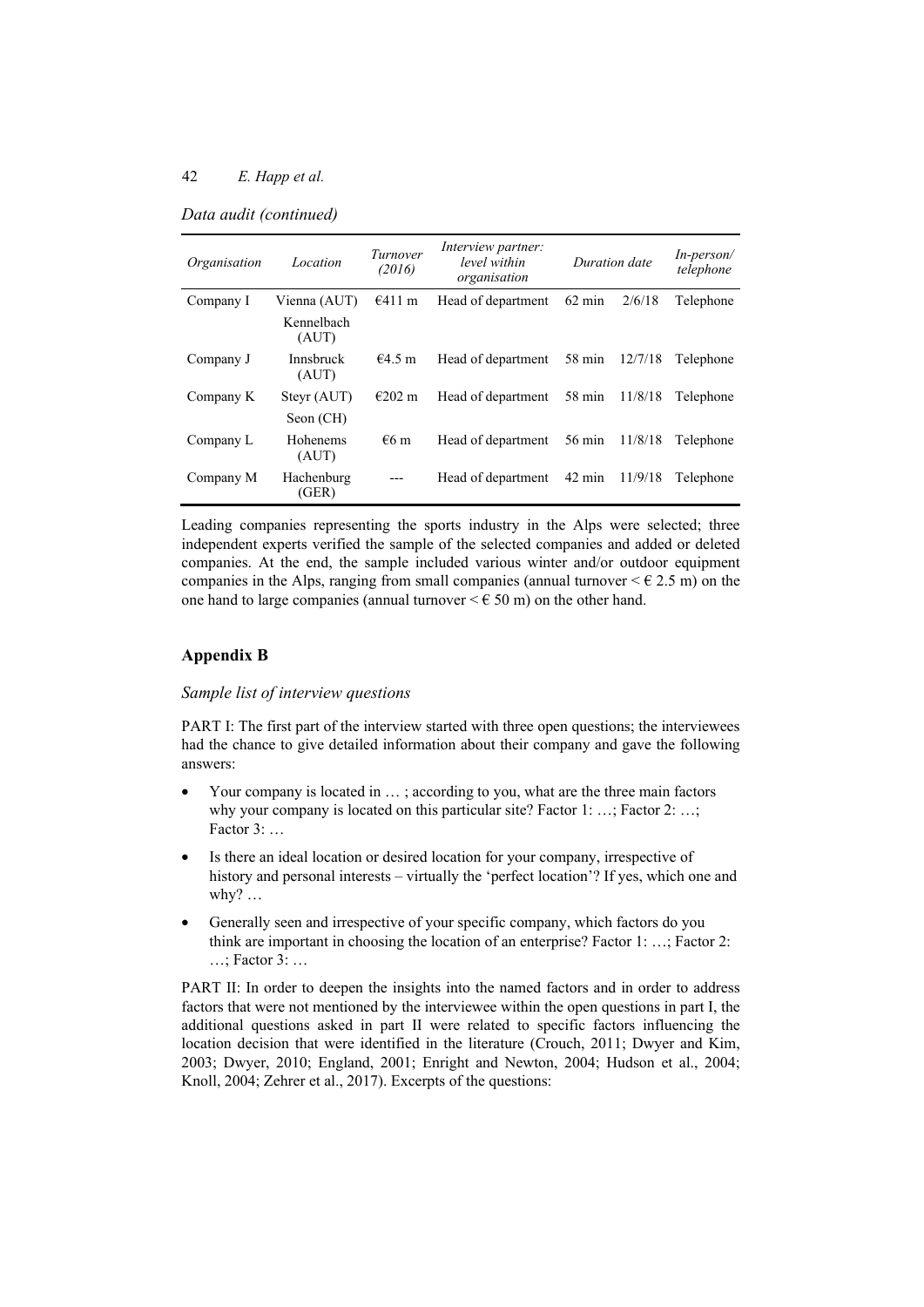*Data audit (continued)*

| *Organisation* | *Location* | *Turnover (2016)* | *Interview partner: level within organisation* | *Duration date* | | *In-person/ telephone* |
|---|---|---|---|---|---|---|
| Company I | Vienna (AUT) Kennelbach (AUT) | €411 m | Head of department | 62 min | 2/6/18 | Telephone |
| Company J | Innsbruck (AUT) | €4.5 m | Head of department | 58 min | 12/7/18 | Telephone |
| Company K | Steyr (AUT) Seon (CH) | €202 m | Head of department | 58 min | 11/8/18 | Telephone |
| Company L | Hohenems (AUT) | €6 m | Head of department | 56 min | 11/8/18 | Telephone |
| Company M | Hachenburg (GER) | --- | Head of department | 42 min | 11/9/18 | Telephone |

Leading companies representing the sports industry in the Alps were selected; three independent experts verified the sample of the selected companies and added or deleted companies. At the end, the sample included various winter and/or outdoor equipment companies in the Alps, ranging from small companies (annual turnover < € 2.5 m) on the one hand to large companies (annual turnover < € 50 m) on the other hand.

## Appendix B

*Sample list of interview questions*

PART I: The first part of the interview started with three open questions; the interviewees had the chance to give detailed information about their company and gave the following answers:

- Your company is located in … ; according to you, what are the three main factors why your company is located on this particular site? Factor 1: …; Factor 2: …; Factor 3: …
- Is there an ideal location or desired location for your company, irrespective of history and personal interests – virtually the 'perfect location'? If yes, which one and why? …
- Generally seen and irrespective of your specific company, which factors do you think are important in choosing the location of an enterprise? Factor 1: …; Factor 2: …; Factor 3: …

PART II: In order to deepen the insights into the named factors and in order to address factors that were not mentioned by the interviewee within the open questions in part I, the additional questions asked in part II were related to specific factors influencing the location decision that were identified in the literature (Crouch, 2011; Dwyer and Kim, 2003; Dwyer, 2010; England, 2001; Enright and Newton, 2004; Hudson et al., 2004; Knoll, 2004; Zehrer et al., 2017). Excerpts of the questions: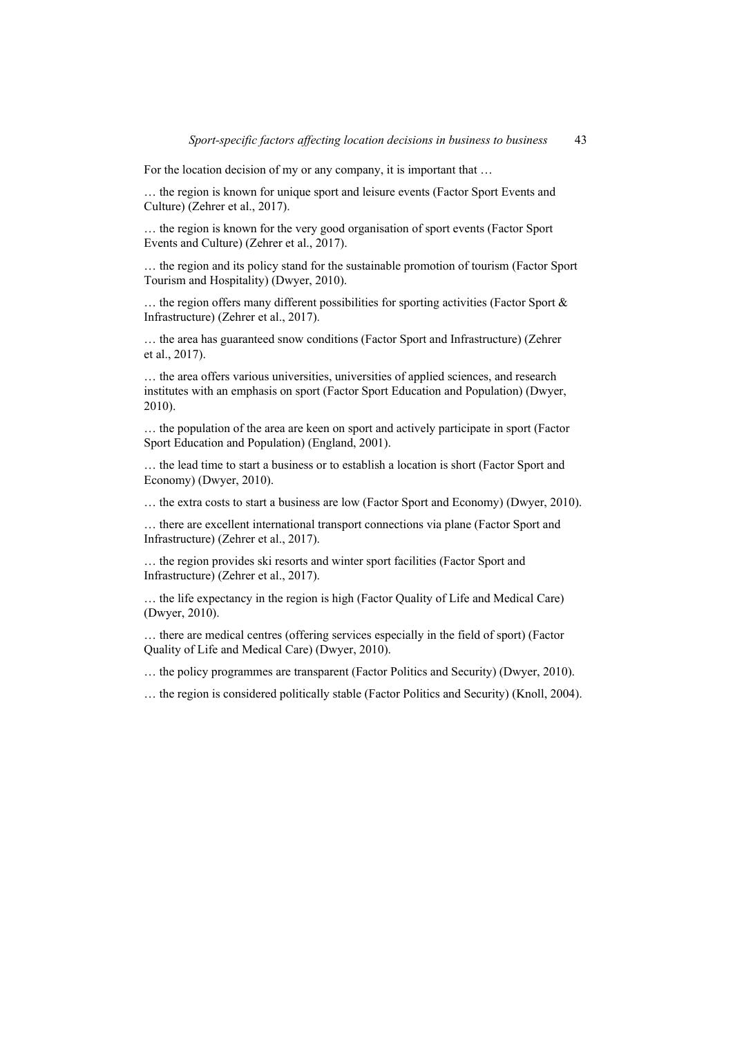For the location decision of my or any company, it is important that …

… the region is known for unique sport and leisure events (Factor Sport Events and Culture) (Zehrer et al., 2017).

… the region is known for the very good organisation of sport events (Factor Sport Events and Culture) (Zehrer et al., 2017).

… the region and its policy stand for the sustainable promotion of tourism (Factor Sport Tourism and Hospitality) (Dwyer, 2010).

… the region offers many different possibilities for sporting activities (Factor Sport & Infrastructure) (Zehrer et al., 2017).

… the area has guaranteed snow conditions (Factor Sport and Infrastructure) (Zehrer et al., 2017).

… the area offers various universities, universities of applied sciences, and research institutes with an emphasis on sport (Factor Sport Education and Population) (Dwyer, 2010).

… the population of the area are keen on sport and actively participate in sport (Factor Sport Education and Population) (England, 2001).

… the lead time to start a business or to establish a location is short (Factor Sport and Economy) (Dwyer, 2010).

… the extra costs to start a business are low (Factor Sport and Economy) (Dwyer, 2010).

… there are excellent international transport connections via plane (Factor Sport and Infrastructure) (Zehrer et al., 2017).

… the region provides ski resorts and winter sport facilities (Factor Sport and Infrastructure) (Zehrer et al., 2017).

… the life expectancy in the region is high (Factor Quality of Life and Medical Care) (Dwyer, 2010).

… there are medical centres (offering services especially in the field of sport) (Factor Quality of Life and Medical Care) (Dwyer, 2010).

… the policy programmes are transparent (Factor Politics and Security) (Dwyer, 2010).

… the region is considered politically stable (Factor Politics and Security) (Knoll, 2004).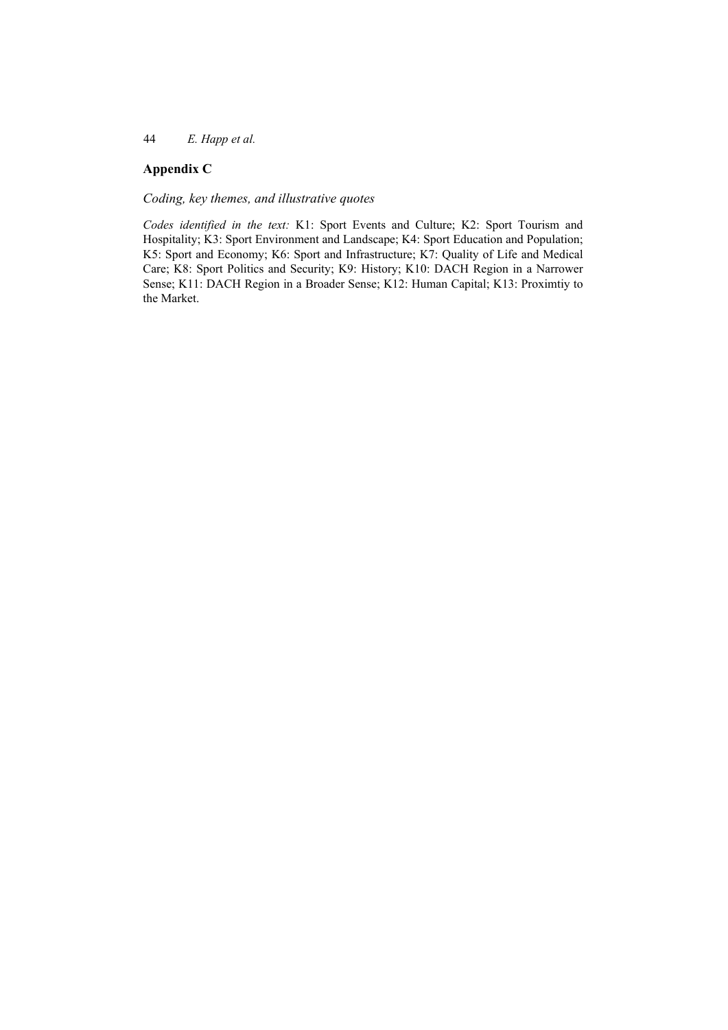## Appendix C

*Coding, key themes, and illustrative quotes*

*Codes identified in the text:* K1: Sport Events and Culture; K2: Sport Tourism and Hospitality; K3: Sport Environment and Landscape; K4: Sport Education and Population; K5: Sport and Economy; K6: Sport and Infrastructure; K7: Quality of Life and Medical Care; K8: Sport Politics and Security; K9: History; K10: DACH Region in a Narrower Sense; K11: DACH Region in a Broader Sense; K12: Human Capital; K13: Proximtiy to the Market.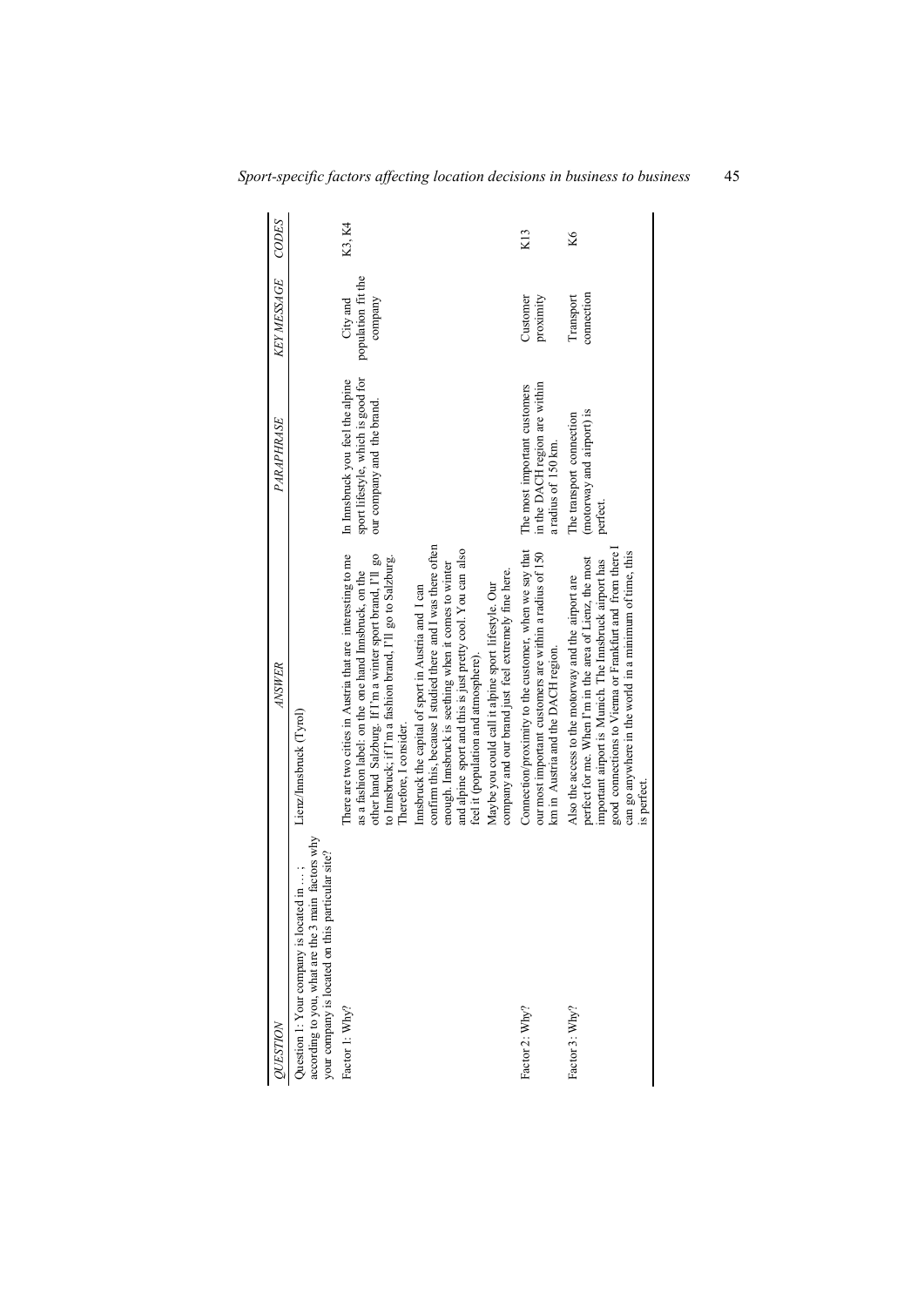| QUESTION | ANSWER | PARAPHRASE | KEY MESSAGE | CODES |
|---|---|---|---|---|
| Question 1: Your company is located in … ; according to you, what are the 3 main factors why your company is located on this particular site? | Lienz/Innsbruck (Tyrol) | | | |
| Factor 1: Why? | There are two cities in Austria that are interesting to me as a fashion label: on the one hand Innsbruck, on the other hand Salzburg. If I'm a winter sport brand, I'll go to Innsbruck; if I'm a fashion brand, I'll go to Salzburg. Therefore, I consider.<br>Innsbruck the capital of sport in Austria and I can confirm this, because I studied there and I was there often enough. Innsbruck is seething when it comes to winter and alpine sport and this is just pretty cool. You can also feel it (population and atmosphere).<br>Maybe you could call it alpine sport lifestyle. Our company and our brand just feel extremely fine here. | In Innsbruck you feel the alpine sport lifestyle, which is good for our company and the brand. | City and population fit the company | K3, K4 |
| Factor 2: Why? | Connection/proximity to the customer, when we say that our most important customers are within a radius of 150 km in Austria and the DACH region. | The most important customers in the DACH region are within a radius of 150 km. | Customer proximity | K13 |
| Factor 3: Why? | Also the access to the motorway and the airport are perfect for me. When I'm in the area of Lienz, the most important airport is Munich. The Innsbruck airport has good connections to Vienna or Frankfurt and from there I can go anywhere in the world in a minimum of time, this is perfect. | The transport connection (motorway and airport) is perfect. | Transport connection | K6 |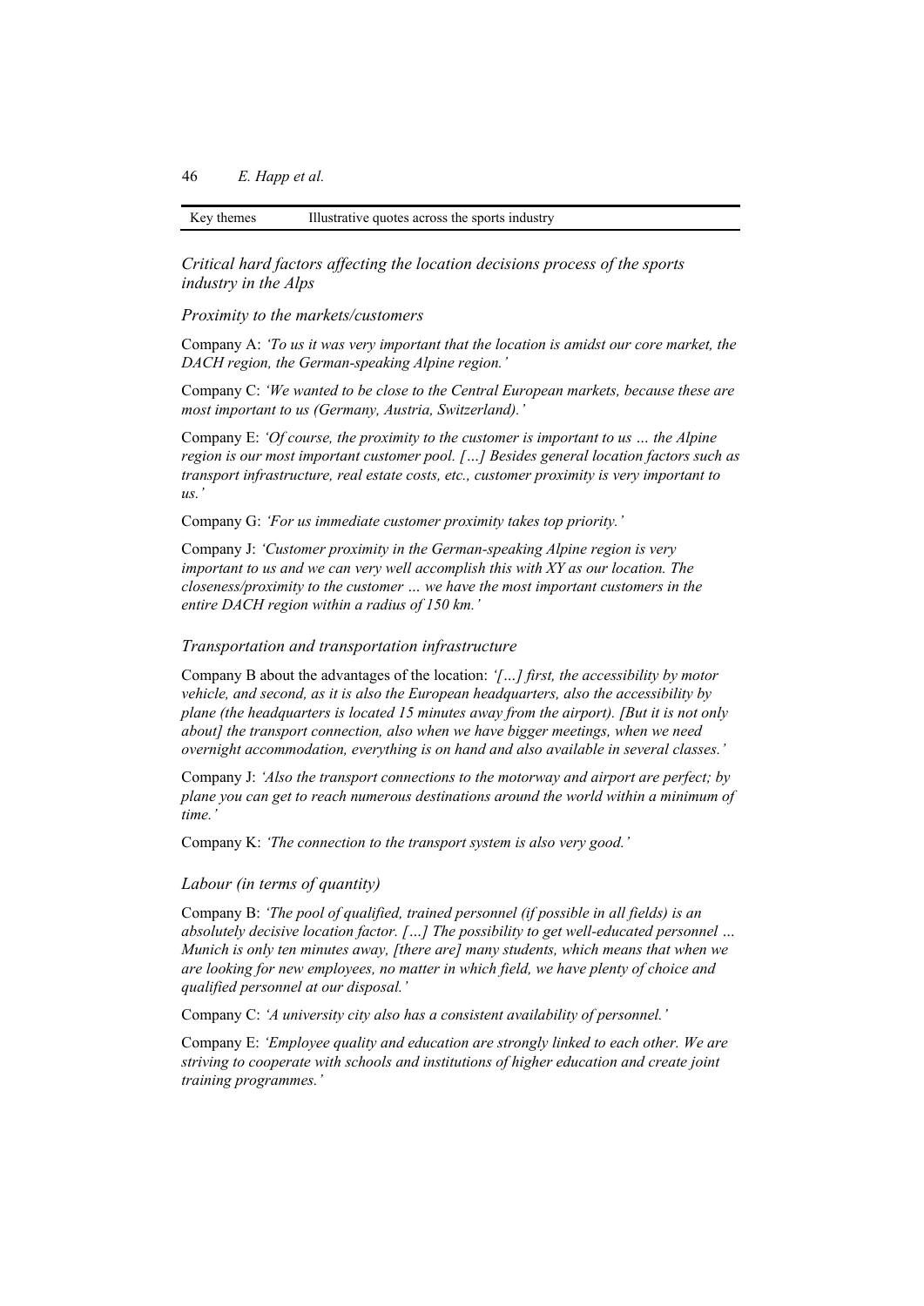| Key themes | Illustrative quotes across the sports industry |
|---|---|

*Critical hard factors affecting the location decisions process of the sports industry in the Alps*

*Proximity to the markets/customers*

Company A: *'To us it was very important that the location is amidst our core market, the DACH region, the German-speaking Alpine region.'*

Company C: *'We wanted to be close to the Central European markets, because these are most important to us (Germany, Austria, Switzerland).'*

Company E: *'Of course, the proximity to the customer is important to us … the Alpine region is our most important customer pool. […] Besides general location factors such as transport infrastructure, real estate costs, etc., customer proximity is very important to us.'*

Company G: *'For us immediate customer proximity takes top priority.'*

Company J: *'Customer proximity in the German-speaking Alpine region is very important to us and we can very well accomplish this with XY as our location. The closeness/proximity to the customer … we have the most important customers in the entire DACH region within a radius of 150 km.'*

*Transportation and transportation infrastructure*

Company B about the advantages of the location: *'[…] first, the accessibility by motor vehicle, and second, as it is also the European headquarters, also the accessibility by plane (the headquarters is located 15 minutes away from the airport). [But it is not only about] the transport connection, also when we have bigger meetings, when we need overnight accommodation, everything is on hand and also available in several classes.'*

Company J: *'Also the transport connections to the motorway and airport are perfect; by plane you can get to reach numerous destinations around the world within a minimum of time.'*

Company K: *'The connection to the transport system is also very good.'*

*Labour (in terms of quantity)*

Company B: *'The pool of qualified, trained personnel (if possible in all fields) is an absolutely decisive location factor. […] The possibility to get well-educated personnel … Munich is only ten minutes away, [there are] many students, which means that when we are looking for new employees, no matter in which field, we have plenty of choice and qualified personnel at our disposal.'*

Company C: *'A university city also has a consistent availability of personnel.'*

Company E: *'Employee quality and education are strongly linked to each other. We are striving to cooperate with schools and institutions of higher education and create joint training programmes.'*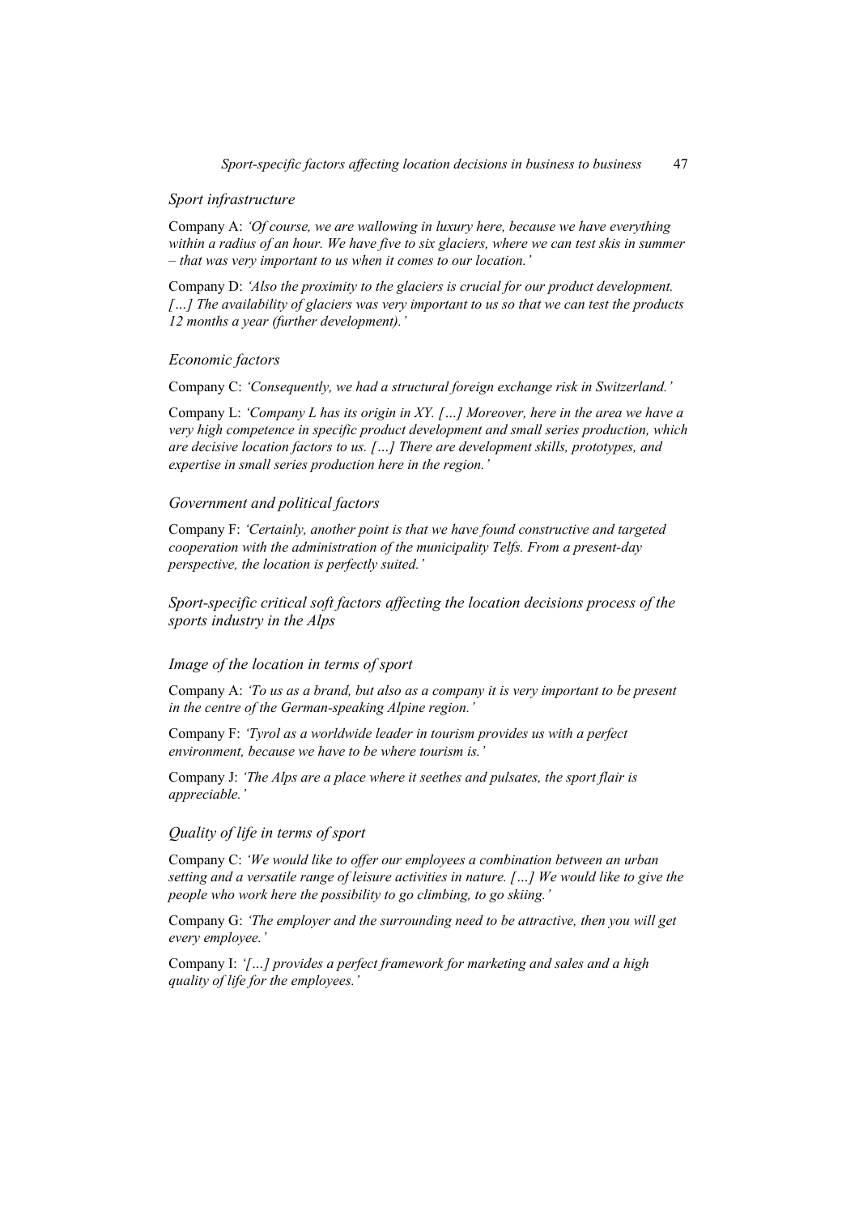*Sport infrastructure*

Company A: *'Of course, we are wallowing in luxury here, because we have everything within a radius of an hour. We have five to six glaciers, where we can test skis in summer – that was very important to us when it comes to our location.'*

Company D: *'Also the proximity to the glaciers is crucial for our product development. […] The availability of glaciers was very important to us so that we can test the products 12 months a year (further development).'*

*Economic factors*

Company C: *'Consequently, we had a structural foreign exchange risk in Switzerland.'*

Company L: *'Company L has its origin in XY. […] Moreover, here in the area we have a very high competence in specific product development and small series production, which are decisive location factors to us. […] There are development skills, prototypes, and expertise in small series production here in the region.'*

*Government and political factors*

Company F: *'Certainly, another point is that we have found constructive and targeted cooperation with the administration of the municipality Telfs. From a present-day perspective, the location is perfectly suited.'*

## *Sport-specific critical soft factors affecting the location decisions process of the sports industry in the Alps*

*Image of the location in terms of sport*

Company A: *'To us as a brand, but also as a company it is very important to be present in the centre of the German-speaking Alpine region.'*

Company F: *'Tyrol as a worldwide leader in tourism provides us with a perfect environment, because we have to be where tourism is.'*

Company J: *'The Alps are a place where it seethes and pulsates, the sport flair is appreciable.'*

*Quality of life in terms of sport*

Company C: *'We would like to offer our employees a combination between an urban setting and a versatile range of leisure activities in nature. […] We would like to give the people who work here the possibility to go climbing, to go skiing.'*

Company G: *'The employer and the surrounding need to be attractive, then you will get every employee.'*

Company I: *'[…] provides a perfect framework for marketing and sales and a high quality of life for the employees.'*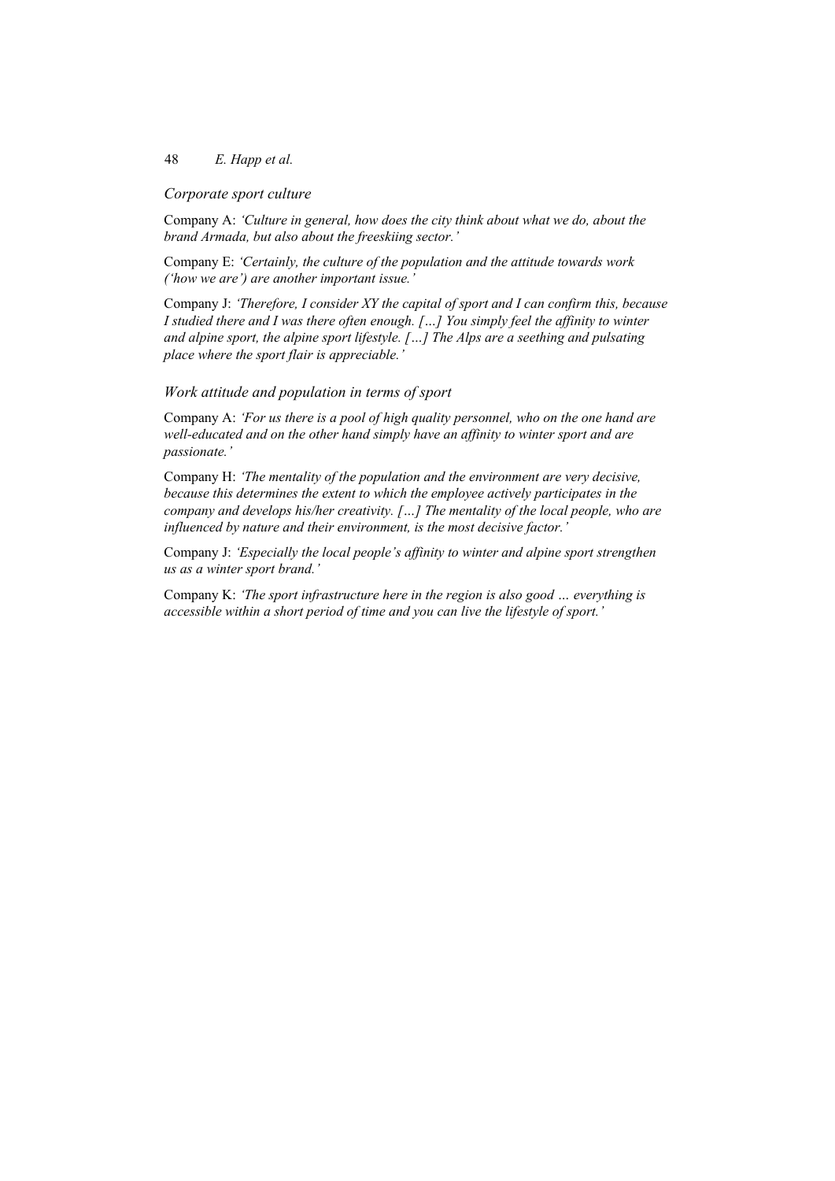*Corporate sport culture*

Company A: *'Culture in general, how does the city think about what we do, about the brand Armada, but also about the freeskiing sector.'*

Company E: *'Certainly, the culture of the population and the attitude towards work ('how we are') are another important issue.'*

Company J: *'Therefore, I consider XY the capital of sport and I can confirm this, because I studied there and I was there often enough. […] You simply feel the affinity to winter and alpine sport, the alpine sport lifestyle. […] The Alps are a seething and pulsating place where the sport flair is appreciable.'*

*Work attitude and population in terms of sport*

Company A: *'For us there is a pool of high quality personnel, who on the one hand are well-educated and on the other hand simply have an affinity to winter sport and are passionate.'*

Company H: *'The mentality of the population and the environment are very decisive, because this determines the extent to which the employee actively participates in the company and develops his/her creativity. […] The mentality of the local people, who are influenced by nature and their environment, is the most decisive factor.'*

Company J: *'Especially the local people's affinity to winter and alpine sport strengthen us as a winter sport brand.'*

Company K: *'The sport infrastructure here in the region is also good … everything is accessible within a short period of time and you can live the lifestyle of sport.'*